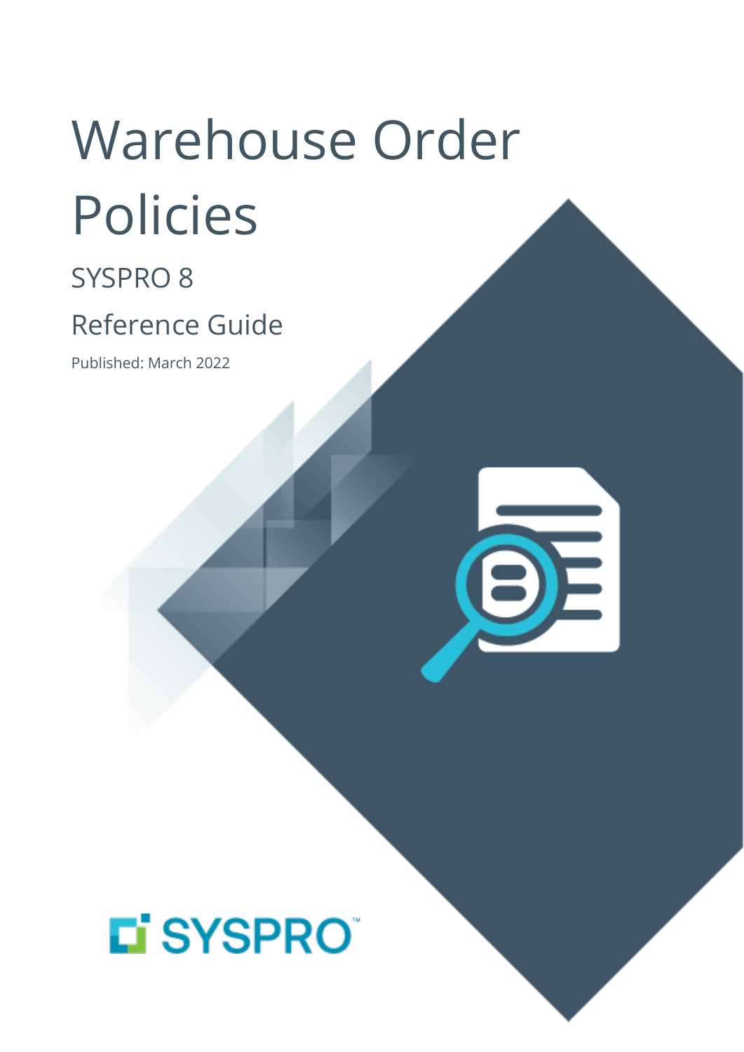# Warehouse Order Policies

## SYSPRO 8

## Reference Guide

Published: March 2022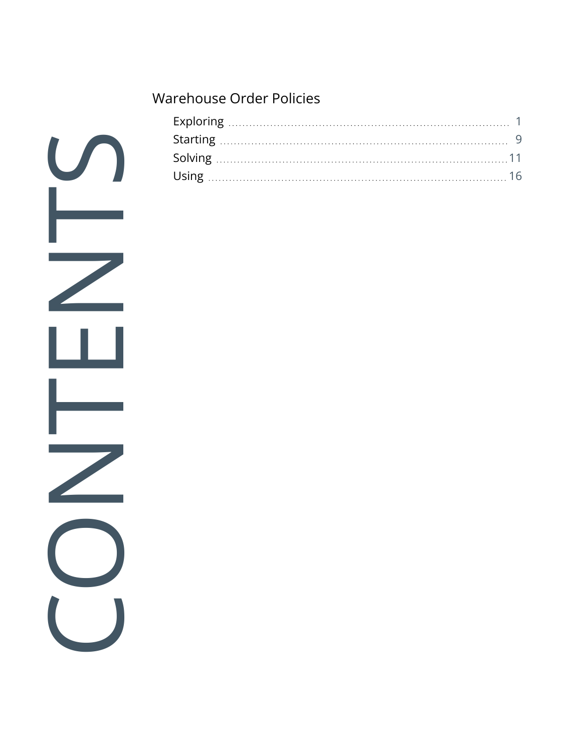# CONTENTS

## Warehouse Order Policies

| Section | Page |
|---|---|
| Exploring | 1 |
| Starting | 9 |
| Solving | 11 |
| Using | 16 |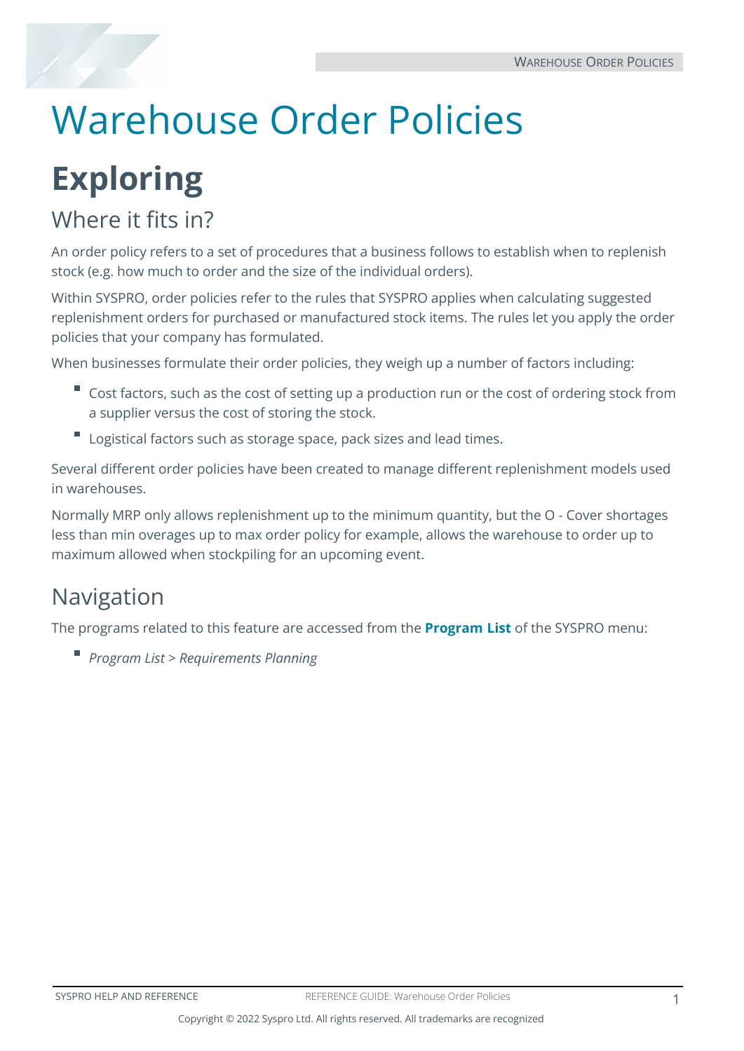# Warehouse Order Policies

## Exploring

### Where it fits in?

An order policy refers to a set of procedures that a business follows to establish when to replenish stock (e.g. how much to order and the size of the individual orders).

Within SYSPRO, order policies refer to the rules that SYSPRO applies when calculating suggested replenishment orders for purchased or manufactured stock items. The rules let you apply the order policies that your company has formulated.

When businesses formulate their order policies, they weigh up a number of factors including:

- Cost factors, such as the cost of setting up a production run or the cost of ordering stock from a supplier versus the cost of storing the stock.
- Logistical factors such as storage space, pack sizes and lead times.

Several different order policies have been created to manage different replenishment models used in warehouses.

Normally MRP only allows replenishment up to the minimum quantity, but the O - Cover shortages less than min overages up to max order policy for example, allows the warehouse to order up to maximum allowed when stockpiling for an upcoming event.

### Navigation

The programs related to this feature are accessed from the **Program List** of the SYSPRO menu:

- *Program List* > *Requirements Planning*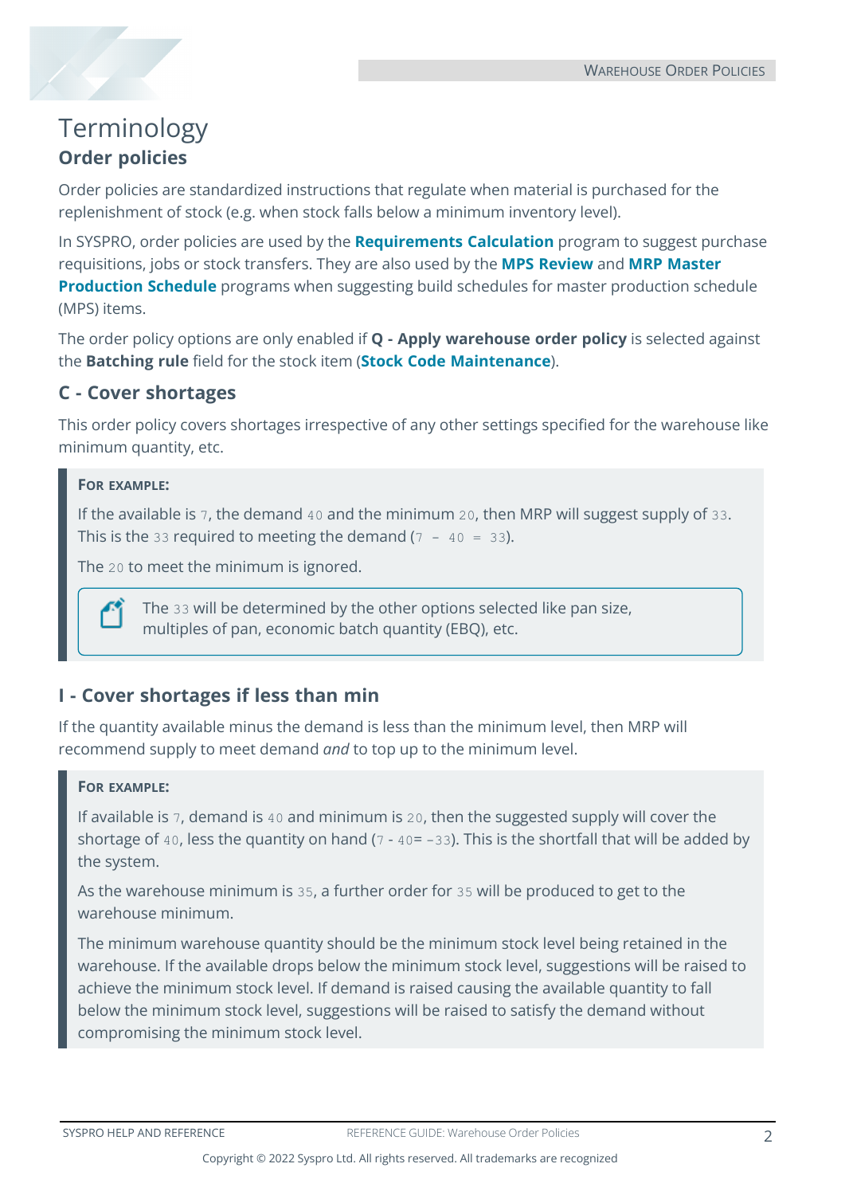# Terminology

## Order policies

Order policies are standardized instructions that regulate when material is purchased for the replenishment of stock (e.g. when stock falls below a minimum inventory level).

In SYSPRO, order policies are used by the **Requirements Calculation** program to suggest purchase requisitions, jobs or stock transfers. They are also used by the **MPS Review** and **MRP Master Production Schedule** programs when suggesting build schedules for master production schedule (MPS) items.

The order policy options are only enabled if **Q - Apply warehouse order policy** is selected against the **Batching rule** field for the stock item (**Stock Code Maintenance**).

### C - Cover shortages

This order policy covers shortages irrespective of any other settings specified for the warehouse like minimum quantity, etc.

> **FOR EXAMPLE:**
>
> If the available is `7`, the demand `40` and the minimum `20`, then MRP will suggest supply of `33`. This is the `33` required to meeting the demand (`7 - 40 = 33`).
>
> The `20` to meet the minimum is ignored.
>
> The `33` will be determined by the other options selected like pan size, multiples of pan, economic batch quantity (EBQ), etc.

### I - Cover shortages if less than min

If the quantity available minus the demand is less than the minimum level, then MRP will recommend supply to meet demand *and* to top up to the minimum level.

> **FOR EXAMPLE:**
>
> If available is `7`, demand is `40` and minimum is `20`, then the suggested supply will cover the shortage of `40`, less the quantity on hand (`7 - 40= -33`). This is the shortfall that will be added by the system.
>
> As the warehouse minimum is `35`, a further order for `35` will be produced to get to the warehouse minimum.
>
> The minimum warehouse quantity should be the minimum stock level being retained in the warehouse. If the available drops below the minimum stock level, suggestions will be raised to achieve the minimum stock level. If demand is raised causing the available quantity to fall below the minimum stock level, suggestions will be raised to satisfy the demand without compromising the minimum stock level.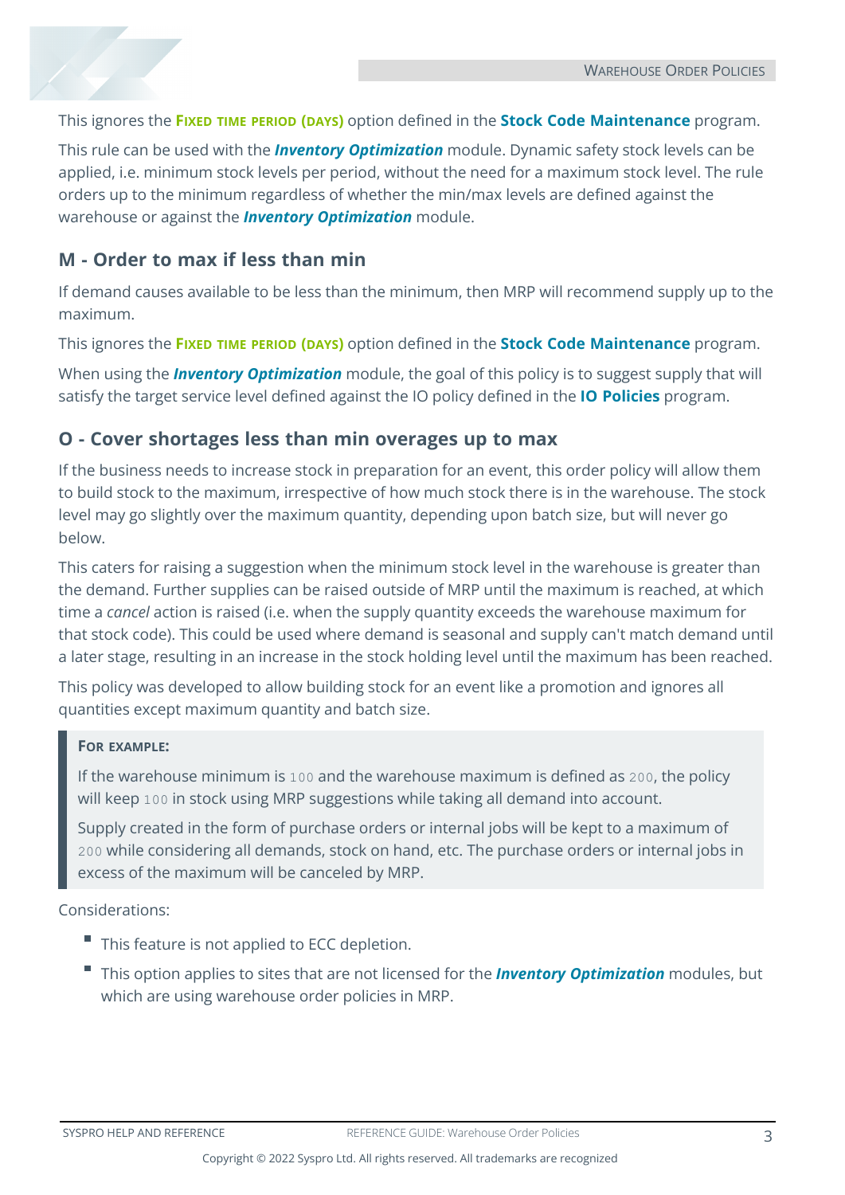This ignores the **FIXED TIME PERIOD (DAYS)** option defined in the **Stock Code Maintenance** program.

This rule can be used with the ***Inventory Optimization*** module. Dynamic safety stock levels can be applied, i.e. minimum stock levels per period, without the need for a maximum stock level. The rule orders up to the minimum regardless of whether the min/max levels are defined against the warehouse or against the ***Inventory Optimization*** module.

## M - Order to max if less than min

If demand causes available to be less than the minimum, then MRP will recommend supply up to the maximum.

This ignores the **FIXED TIME PERIOD (DAYS)** option defined in the **Stock Code Maintenance** program.

When using the ***Inventory Optimization*** module, the goal of this policy is to suggest supply that will satisfy the target service level defined against the IO policy defined in the **IO Policies** program.

## O - Cover shortages less than min overages up to max

If the business needs to increase stock in preparation for an event, this order policy will allow them to build stock to the maximum, irrespective of how much stock there is in the warehouse. The stock level may go slightly over the maximum quantity, depending upon batch size, but will never go below.

This caters for raising a suggestion when the minimum stock level in the warehouse is greater than the demand. Further supplies can be raised outside of MRP until the maximum is reached, at which time a *cancel* action is raised (i.e. when the supply quantity exceeds the warehouse maximum for that stock code). This could be used where demand is seasonal and supply can't match demand until a later stage, resulting in an increase in the stock holding level until the maximum has been reached.

This policy was developed to allow building stock for an event like a promotion and ignores all quantities except maximum quantity and batch size.

> **FOR EXAMPLE:**
>
> If the warehouse minimum is `100` and the warehouse maximum is defined as `200`, the policy will keep `100` in stock using MRP suggestions while taking all demand into account.
>
> Supply created in the form of purchase orders or internal jobs will be kept to a maximum of `200` while considering all demands, stock on hand, etc. The purchase orders or internal jobs in excess of the maximum will be canceled by MRP.

Considerations:

- This feature is not applied to ECC depletion.
- This option applies to sites that are not licensed for the ***Inventory Optimization*** modules, but which are using warehouse order policies in MRP.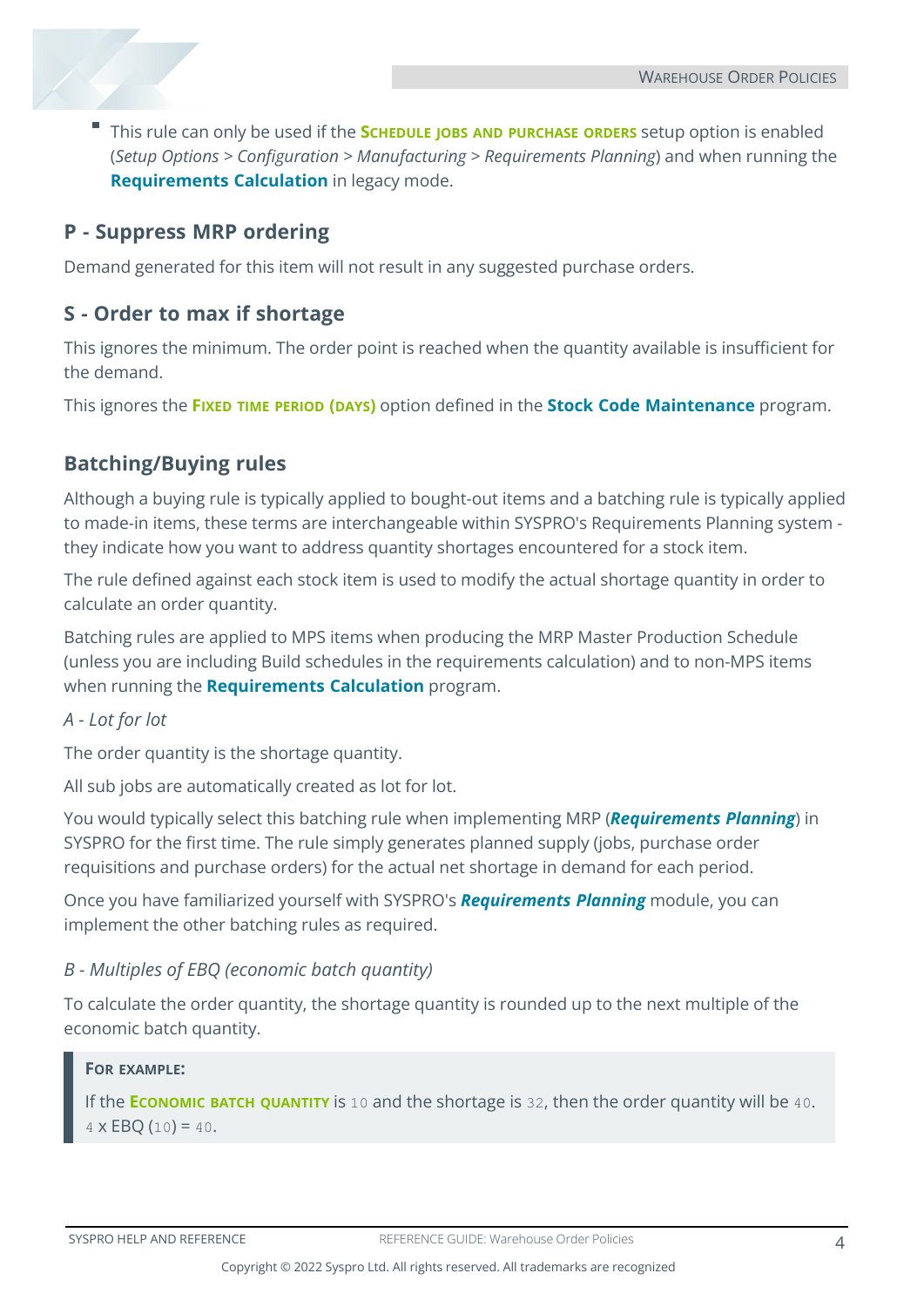- This rule can only be used if the **Schedule jobs and purchase orders** setup option is enabled (*Setup Options > Configuration > Manufacturing > Requirements Planning*) and when running the **Requirements Calculation** in legacy mode.

### P - Suppress MRP ordering

Demand generated for this item will not result in any suggested purchase orders.

### S - Order to max if shortage

This ignores the minimum. The order point is reached when the quantity available is insufficient for the demand.

This ignores the **Fixed time period (days)** option defined in the **Stock Code Maintenance** program.

## Batching/Buying rules

Although a buying rule is typically applied to bought-out items and a batching rule is typically applied to made-in items, these terms are interchangeable within SYSPRO's Requirements Planning system - they indicate how you want to address quantity shortages encountered for a stock item.

The rule defined against each stock item is used to modify the actual shortage quantity in order to calculate an order quantity.

Batching rules are applied to MPS items when producing the MRP Master Production Schedule (unless you are including Build schedules in the requirements calculation) and to non-MPS items when running the **Requirements Calculation** program.

*A - Lot for lot*

The order quantity is the shortage quantity.

All sub jobs are automatically created as lot for lot.

You would typically select this batching rule when implementing MRP (***Requirements Planning***) in SYSPRO for the first time. The rule simply generates planned supply (jobs, purchase order requisitions and purchase orders) for the actual net shortage in demand for each period.

Once you have familiarized yourself with SYSPRO's ***Requirements Planning*** module, you can implement the other batching rules as required.

*B - Multiples of EBQ (economic batch quantity)*

To calculate the order quantity, the shortage quantity is rounded up to the next multiple of the economic batch quantity.

> **For example:**
>
> If the **Economic batch quantity** is `10` and the shortage is `32`, then the order quantity will be `40`.
> `4` x EBQ (`10`) = `40`.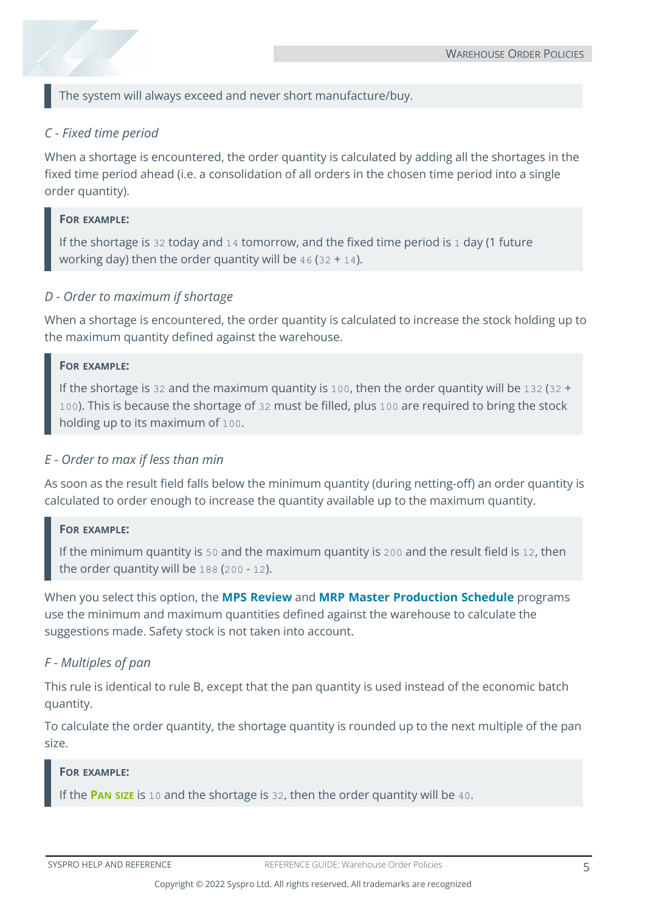> The system will always exceed and never short manufacture/buy.

*C - Fixed time period*

When a shortage is encountered, the order quantity is calculated by adding all the shortages in the fixed time period ahead (i.e. a consolidation of all orders in the chosen time period into a single order quantity).

> **FOR EXAMPLE:**
>
> If the shortage is `32` today and `14` tomorrow, and the fixed time period is `1` day (1 future working day) then the order quantity will be `46` (`32` + `14`).

*D - Order to maximum if shortage*

When a shortage is encountered, the order quantity is calculated to increase the stock holding up to the maximum quantity defined against the warehouse.

> **FOR EXAMPLE:**
>
> If the shortage is `32` and the maximum quantity is `100`, then the order quantity will be `132` (`32` + `100`). This is because the shortage of `32` must be filled, plus `100` are required to bring the stock holding up to its maximum of `100`.

*E - Order to max if less than min*

As soon as the result field falls below the minimum quantity (during netting-off) an order quantity is calculated to order enough to increase the quantity available up to the maximum quantity.

> **FOR EXAMPLE:**
>
> If the minimum quantity is `50` and the maximum quantity is `200` and the result field is `12`, then the order quantity will be `188` (`200` - `12`).

When you select this option, the **MPS Review** and **MRP Master Production Schedule** programs use the minimum and maximum quantities defined against the warehouse to calculate the suggestions made. Safety stock is not taken into account.

*F - Multiples of pan*

This rule is identical to rule B, except that the pan quantity is used instead of the economic batch quantity.

To calculate the order quantity, the shortage quantity is rounded up to the next multiple of the pan size.

> **FOR EXAMPLE:**
>
> If the **PAN SIZE** is `10` and the shortage is `32`, then the order quantity will be `40`.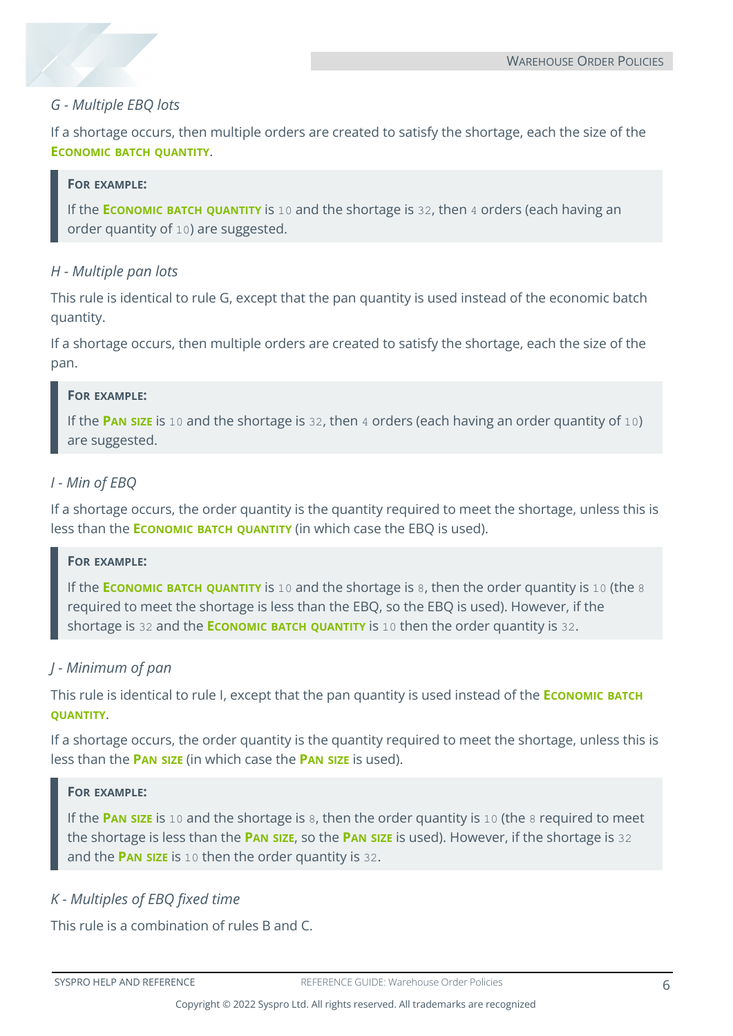*G - Multiple EBQ lots*

If a shortage occurs, then multiple orders are created to satisfy the shortage, each the size of the **Economic batch quantity**.

> **For example:**
>
> If the **Economic batch quantity** is `10` and the shortage is `32`, then `4` orders (each having an order quantity of `10`) are suggested.

*H - Multiple pan lots*

This rule is identical to rule G, except that the pan quantity is used instead of the economic batch quantity.

If a shortage occurs, then multiple orders are created to satisfy the shortage, each the size of the pan.

> **For example:**
>
> If the **Pan size** is `10` and the shortage is `32`, then `4` orders (each having an order quantity of `10`) are suggested.

*I - Min of EBQ*

If a shortage occurs, the order quantity is the quantity required to meet the shortage, unless this is less than the **Economic batch quantity** (in which case the EBQ is used).

> **For example:**
>
> If the **Economic batch quantity** is `10` and the shortage is `8`, then the order quantity is `10` (the `8` required to meet the shortage is less than the EBQ, so the EBQ is used). However, if the shortage is `32` and the **Economic batch quantity** is `10` then the order quantity is `32`.

*J - Minimum of pan*

This rule is identical to rule I, except that the pan quantity is used instead of the **Economic batch quantity**.

If a shortage occurs, the order quantity is the quantity required to meet the shortage, unless this is less than the **Pan size** (in which case the **Pan size** is used).

> **For example:**
>
> If the **Pan size** is `10` and the shortage is `8`, then the order quantity is `10` (the `8` required to meet the shortage is less than the **Pan size**, so the **Pan size** is used). However, if the shortage is `32` and the **Pan size** is `10` then the order quantity is `32`.

*K - Multiples of EBQ fixed time*

This rule is a combination of rules B and C.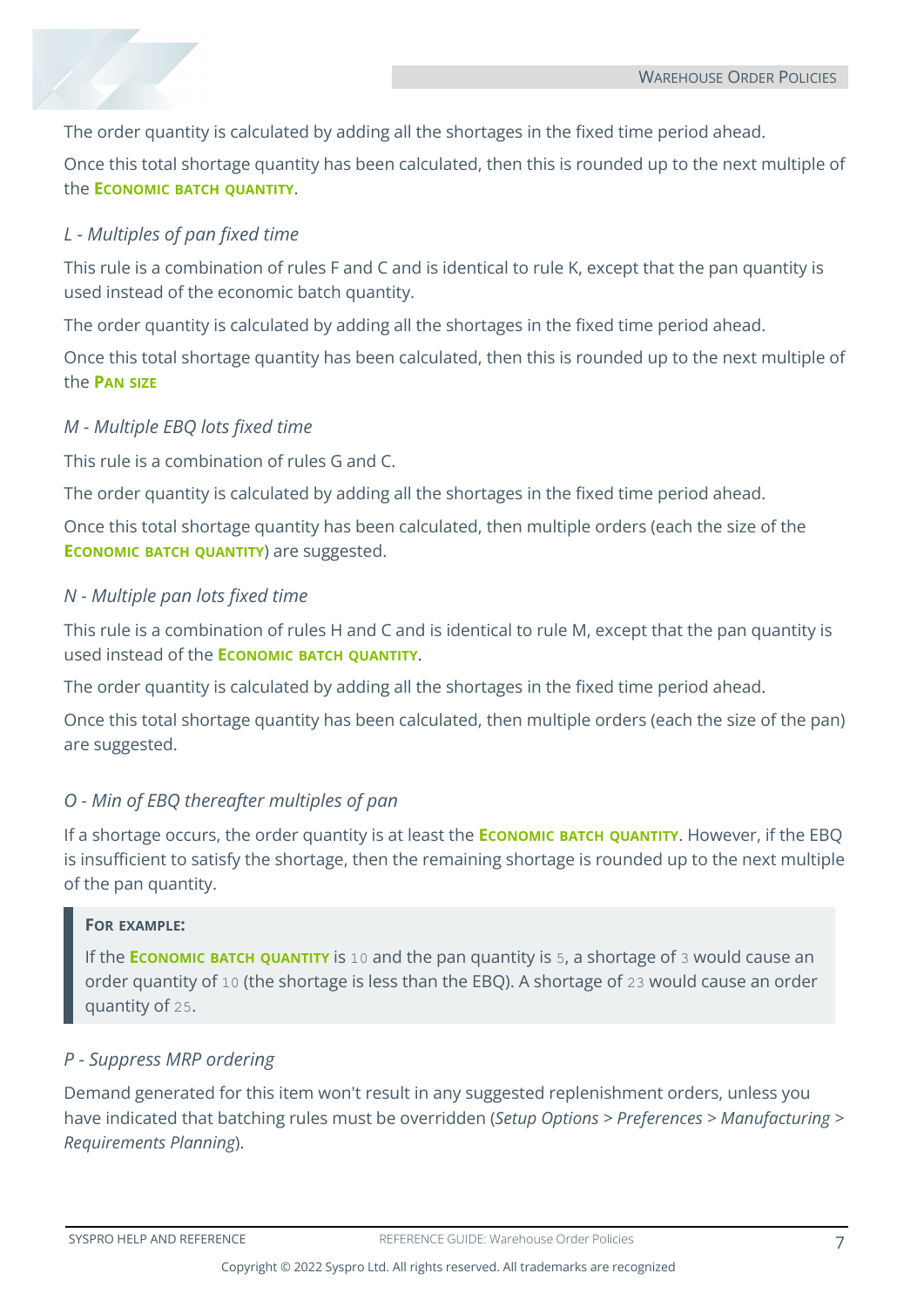The order quantity is calculated by adding all the shortages in the fixed time period ahead.

Once this total shortage quantity has been calculated, then this is rounded up to the next multiple of the **Economic batch quantity**.

### *L - Multiples of pan fixed time*

This rule is a combination of rules F and C and is identical to rule K, except that the pan quantity is used instead of the economic batch quantity.

The order quantity is calculated by adding all the shortages in the fixed time period ahead.

Once this total shortage quantity has been calculated, then this is rounded up to the next multiple of the **Pan size**

### *M - Multiple EBQ lots fixed time*

This rule is a combination of rules G and C.

The order quantity is calculated by adding all the shortages in the fixed time period ahead.

Once this total shortage quantity has been calculated, then multiple orders (each the size of the **Economic batch quantity**) are suggested.

### *N - Multiple pan lots fixed time*

This rule is a combination of rules H and C and is identical to rule M, except that the pan quantity is used instead of the **Economic batch quantity**.

The order quantity is calculated by adding all the shortages in the fixed time period ahead.

Once this total shortage quantity has been calculated, then multiple orders (each the size of the pan) are suggested.

### *O - Min of EBQ thereafter multiples of pan*

If a shortage occurs, the order quantity is at least the **Economic batch quantity**. However, if the EBQ is insufficient to satisfy the shortage, then the remaining shortage is rounded up to the next multiple of the pan quantity.

> **For example:**
>
> If the **Economic batch quantity** is `10` and the pan quantity is `5`, a shortage of `3` would cause an order quantity of `10` (the shortage is less than the EBQ). A shortage of `23` would cause an order quantity of `25`.

### *P - Suppress MRP ordering*

Demand generated for this item won't result in any suggested replenishment orders, unless you have indicated that batching rules must be overridden (*Setup Options* > *Preferences* > *Manufacturing* > *Requirements Planning*).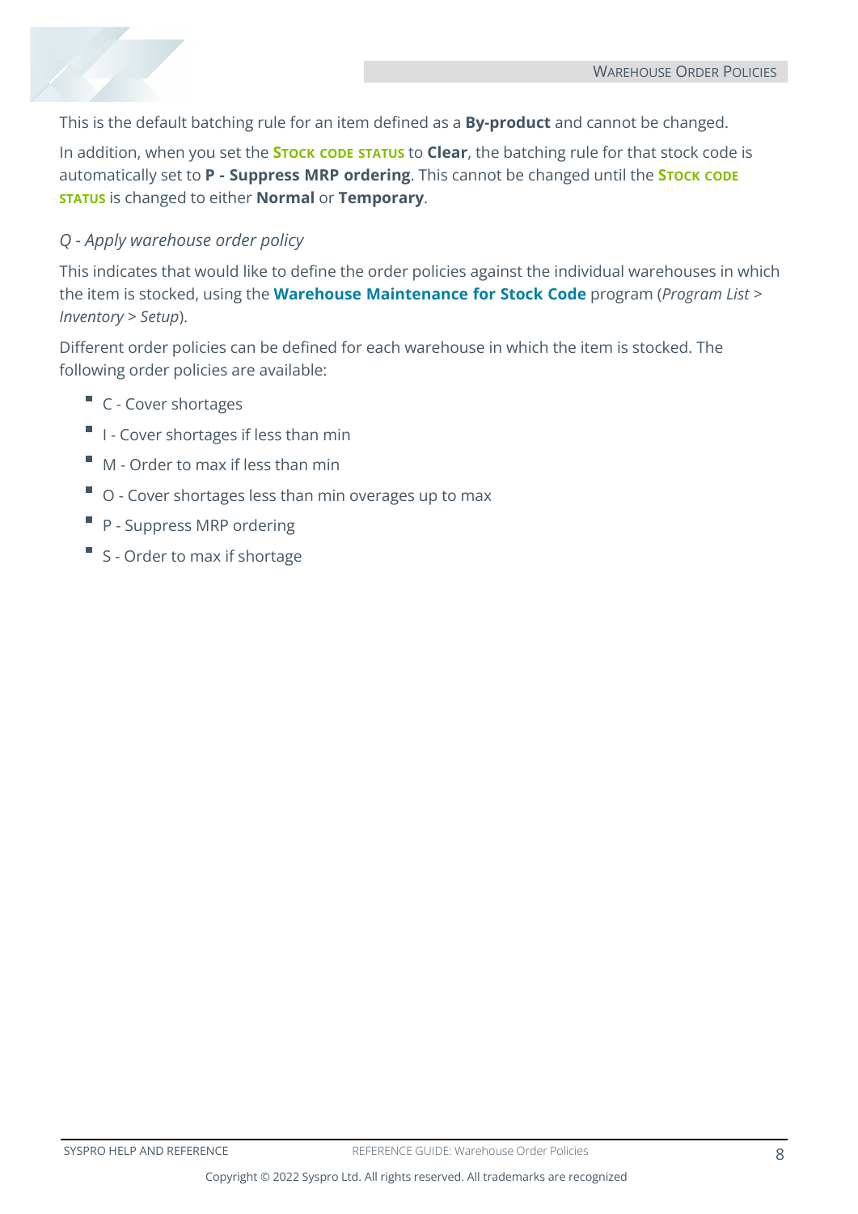This is the default batching rule for an item defined as a **By-product** and cannot be changed.

In addition, when you set the **STOCK CODE STATUS** to **Clear**, the batching rule for that stock code is automatically set to **P - Suppress MRP ordering**. This cannot be changed until the **STOCK CODE STATUS** is changed to either **Normal** or **Temporary**.

*Q - Apply warehouse order policy*

This indicates that would like to define the order policies against the individual warehouses in which the item is stocked, using the **Warehouse Maintenance for Stock Code** program (*Program List* > *Inventory* > *Setup*).

Different order policies can be defined for each warehouse in which the item is stocked. The following order policies are available:

- C - Cover shortages
- I - Cover shortages if less than min
- M - Order to max if less than min
- O - Cover shortages less than min overages up to max
- P - Suppress MRP ordering
- S - Order to max if shortage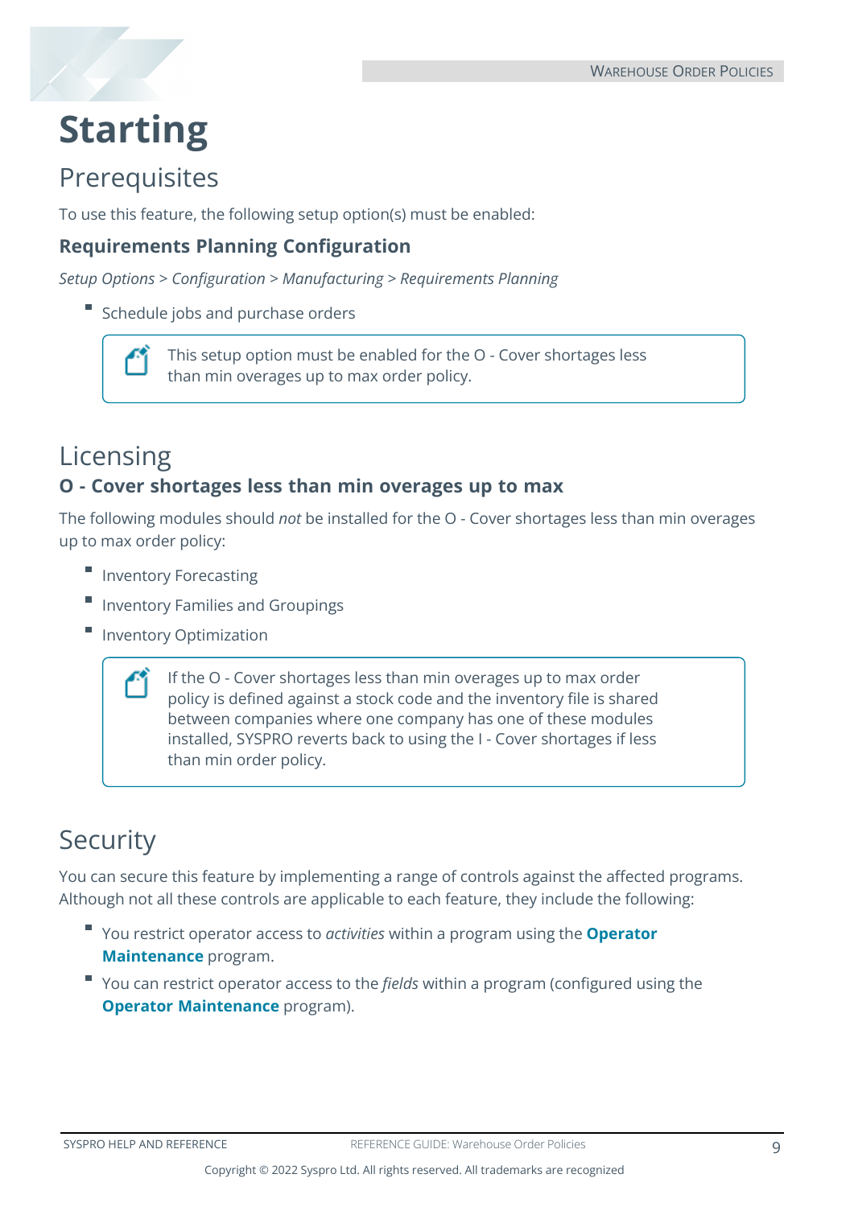# Starting

## Prerequisites

To use this feature, the following setup option(s) must be enabled:

### Requirements Planning Configuration

*Setup Options > Configuration > Manufacturing > Requirements Planning*

- Schedule jobs and purchase orders

> This setup option must be enabled for the O - Cover shortages less than min overages up to max order policy.

## Licensing

### O - Cover shortages less than min overages up to max

The following modules should *not* be installed for the O - Cover shortages less than min overages up to max order policy:

- Inventory Forecasting
- Inventory Families and Groupings
- Inventory Optimization

> If the O - Cover shortages less than min overages up to max order policy is defined against a stock code and the inventory file is shared between companies where one company has one of these modules installed, SYSPRO reverts back to using the I - Cover shortages if less than min order policy.

## Security

You can secure this feature by implementing a range of controls against the affected programs. Although not all these controls are applicable to each feature, they include the following:

- You restrict operator access to *activities* within a program using the **Operator Maintenance** program.
- You can restrict operator access to the *fields* within a program (configured using the **Operator Maintenance** program).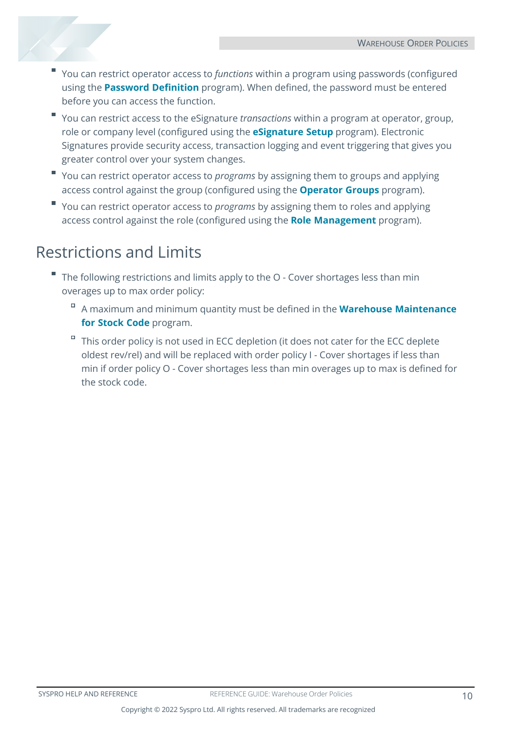- You can restrict operator access to *functions* within a program using passwords (configured using the **Password Definition** program). When defined, the password must be entered before you can access the function.
- You can restrict access to the eSignature *transactions* within a program at operator, group, role or company level (configured using the **eSignature Setup** program). Electronic Signatures provide security access, transaction logging and event triggering that gives you greater control over your system changes.
- You can restrict operator access to *programs* by assigning them to groups and applying access control against the group (configured using the **Operator Groups** program).
- You can restrict operator access to *programs* by assigning them to roles and applying access control against the role (configured using the **Role Management** program).

## Restrictions and Limits

- The following restrictions and limits apply to the O - Cover shortages less than min overages up to max order policy:
  - A maximum and minimum quantity must be defined in the **Warehouse Maintenance for Stock Code** program.
  - This order policy is not used in ECC depletion (it does not cater for the ECC deplete oldest rev/rel) and will be replaced with order policy I - Cover shortages if less than min if order policy O - Cover shortages less than min overages up to max is defined for the stock code.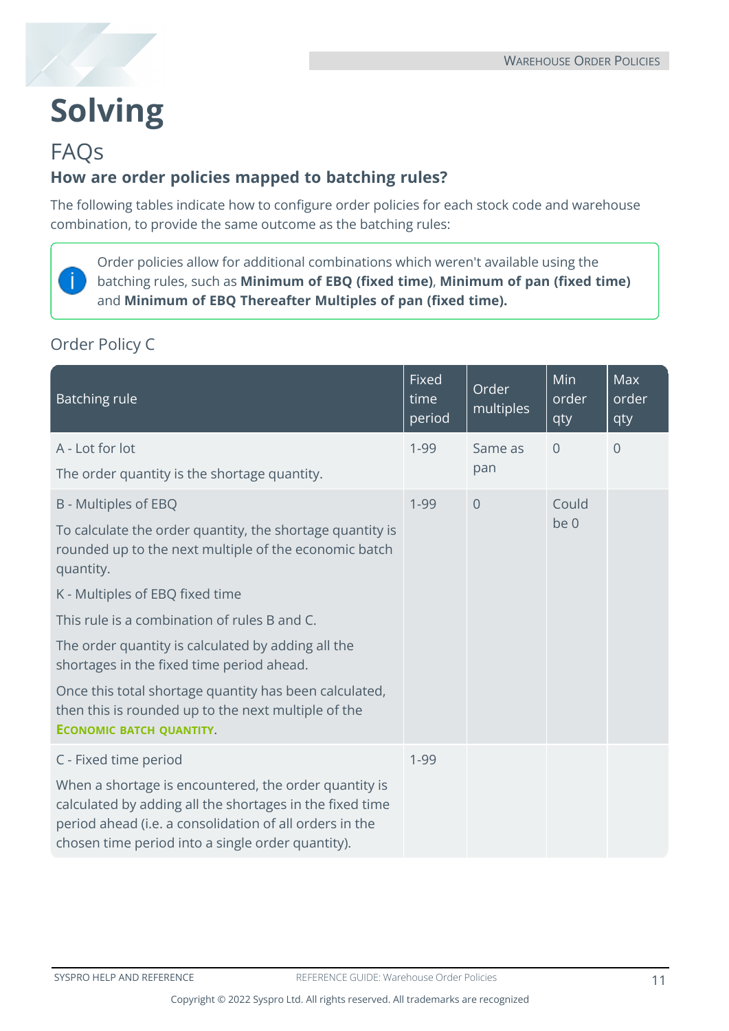# Solving

## FAQs

### How are order policies mapped to batching rules?

The following tables indicate how to configure order policies for each stock code and warehouse combination, to provide the same outcome as the batching rules:

> Order policies allow for additional combinations which weren't available using the batching rules, such as **Minimum of EBQ (fixed time)**, **Minimum of pan (fixed time)** and **Minimum of EBQ Thereafter Multiples of pan (fixed time).**

#### Order Policy C

| Batching rule | Fixed time period | Order multiples | Min order qty | Max order qty |
|---|---|---|---|---|
| A - Lot for lot<br><br>The order quantity is the shortage quantity. | 1-99 | Same as pan | 0 | 0 |
| B - Multiples of EBQ<br><br>To calculate the order quantity, the shortage quantity is rounded up to the next multiple of the economic batch quantity.<br><br>K - Multiples of EBQ fixed time<br><br>This rule is a combination of rules B and C.<br><br>The order quantity is calculated by adding all the shortages in the fixed time period ahead.<br><br>Once this total shortage quantity has been calculated, then this is rounded up to the next multiple of the **ECONOMIC BATCH QUANTITY**. | 1-99 | 0 | Could be 0 | |
| C - Fixed time period<br><br>When a shortage is encountered, the order quantity is calculated by adding all the shortages in the fixed time period ahead (i.e. a consolidation of all orders in the chosen time period into a single order quantity). | 1-99 | | | |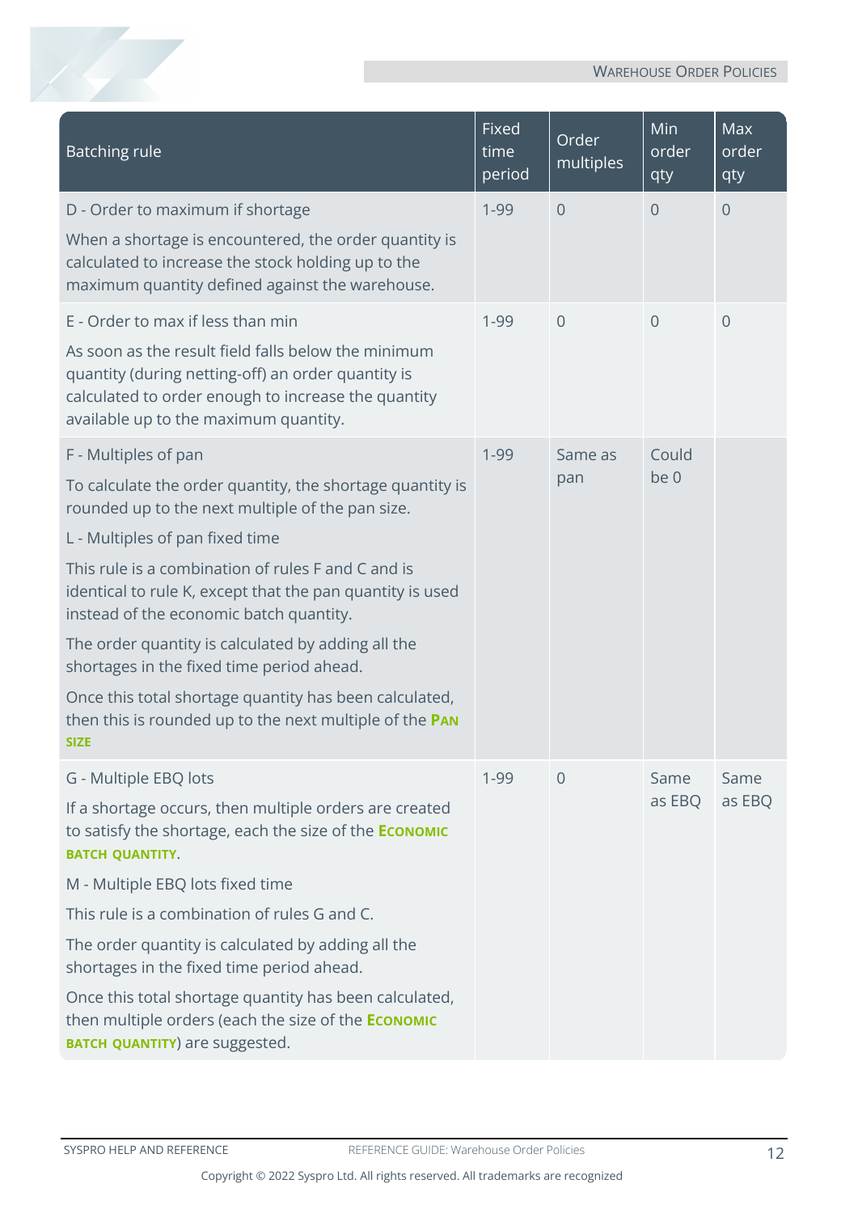| Batching rule | Fixed time period | Order multiples | Min order qty | Max order qty |
|---|---|---|---|---|
| D - Order to maximum if shortage<br><br>When a shortage is encountered, the order quantity is calculated to increase the stock holding up to the maximum quantity defined against the warehouse. | 1-99 | 0 | 0 | 0 |
| E - Order to max if less than min<br><br>As soon as the result field falls below the minimum quantity (during netting-off) an order quantity is calculated to order enough to increase the quantity available up to the maximum quantity. | 1-99 | 0 | 0 | 0 |
| F - Multiples of pan<br><br>To calculate the order quantity, the shortage quantity is rounded up to the next multiple of the pan size.<br><br>L - Multiples of pan fixed time<br><br>This rule is a combination of rules F and C and is identical to rule K, except that the pan quantity is used instead of the economic batch quantity.<br><br>The order quantity is calculated by adding all the shortages in the fixed time period ahead.<br><br>Once this total shortage quantity has been calculated, then this is rounded up to the next multiple of the **Pan size** | 1-99 | Same as pan | Could be 0 | |
| G - Multiple EBQ lots<br><br>If a shortage occurs, then multiple orders are created to satisfy the shortage, each the size of the **Economic batch quantity**.<br><br>M - Multiple EBQ lots fixed time<br><br>This rule is a combination of rules G and C.<br><br>The order quantity is calculated by adding all the shortages in the fixed time period ahead.<br><br>Once this total shortage quantity has been calculated, then multiple orders (each the size of the **Economic batch quantity**) are suggested. | 1-99 | 0 | Same as EBQ | Same as EBQ |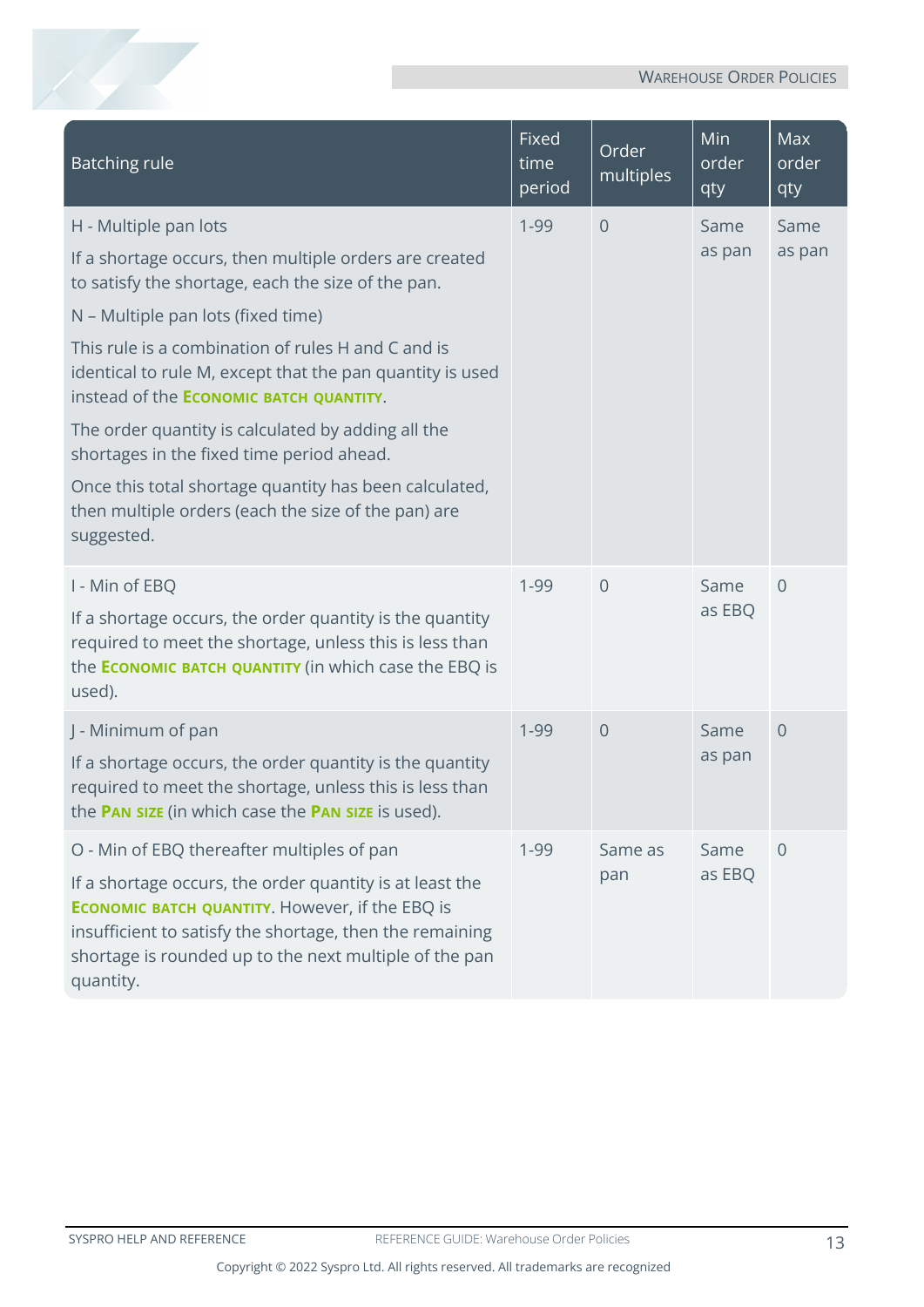| Batching rule | Fixed time period | Order multiples | Min order qty | Max order qty |
|---|---|---|---|---|
| H - Multiple pan lots<br><br>If a shortage occurs, then multiple orders are created to satisfy the shortage, each the size of the pan.<br><br>N – Multiple pan lots (fixed time)<br><br>This rule is a combination of rules H and C and is identical to rule M, except that the pan quantity is used instead of the **Economic batch quantity**.<br><br>The order quantity is calculated by adding all the shortages in the fixed time period ahead.<br><br>Once this total shortage quantity has been calculated, then multiple orders (each the size of the pan) are suggested. | 1-99 | 0 | Same as pan | Same as pan |
| I - Min of EBQ<br><br>If a shortage occurs, the order quantity is the quantity required to meet the shortage, unless this is less than the **Economic batch quantity** (in which case the EBQ is used). | 1-99 | 0 | Same as EBQ | 0 |
| J - Minimum of pan<br><br>If a shortage occurs, the order quantity is the quantity required to meet the shortage, unless this is less than the **Pan size** (in which case the **Pan size** is used). | 1-99 | 0 | Same as pan | 0 |
| O - Min of EBQ thereafter multiples of pan<br><br>If a shortage occurs, the order quantity is at least the **Economic batch quantity**. However, if the EBQ is insufficient to satisfy the shortage, then the remaining shortage is rounded up to the next multiple of the pan quantity. | 1-99 | Same as pan | Same as EBQ | 0 |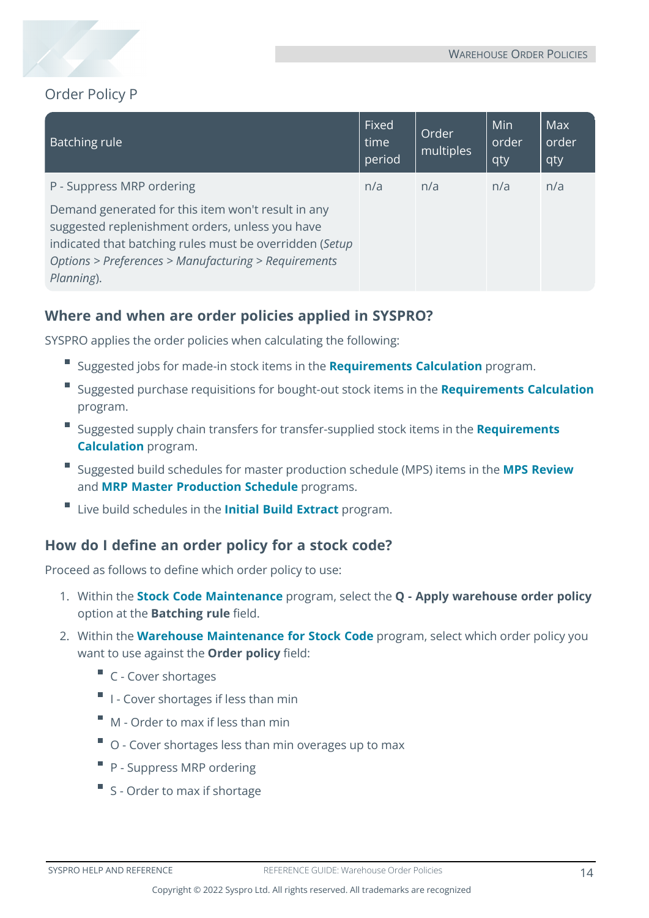### Order Policy P

| Batching rule | Fixed time period | Order multiples | Min order qty | Max order qty |
|---|---|---|---|---|
| P - Suppress MRP ordering<br><br>Demand generated for this item won't result in any suggested replenishment orders, unless you have indicated that batching rules must be overridden (*Setup Options > Preferences > Manufacturing > Requirements Planning*). | n/a | n/a | n/a | n/a |

## Where and when are order policies applied in SYSPRO?

SYSPRO applies the order policies when calculating the following:

- Suggested jobs for made-in stock items in the **Requirements Calculation** program.
- Suggested purchase requisitions for bought-out stock items in the **Requirements Calculation** program.
- Suggested supply chain transfers for transfer-supplied stock items in the **Requirements Calculation** program.
- Suggested build schedules for master production schedule (MPS) items in the **MPS Review** and **MRP Master Production Schedule** programs.
- Live build schedules in the **Initial Build Extract** program.

## How do I define an order policy for a stock code?

Proceed as follows to define which order policy to use:

1. Within the **Stock Code Maintenance** program, select the **Q - Apply warehouse order policy** option at the **Batching rule** field.
2. Within the **Warehouse Maintenance for Stock Code** program, select which order policy you want to use against the **Order policy** field:
   - C - Cover shortages
   - I - Cover shortages if less than min
   - M - Order to max if less than min
   - O - Cover shortages less than min overages up to max
   - P - Suppress MRP ordering
   - S - Order to max if shortage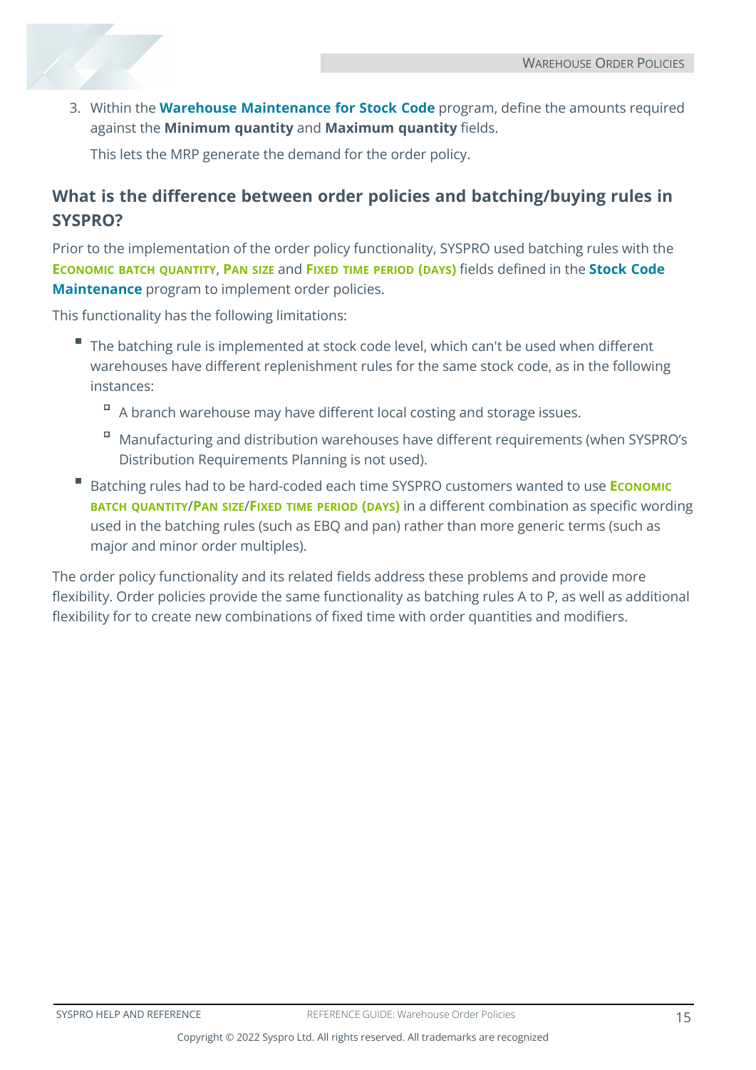3. Within the **Warehouse Maintenance for Stock Code** program, define the amounts required against the **Minimum quantity** and **Maximum quantity** fields.

   This lets the MRP generate the demand for the order policy.

## What is the difference between order policies and batching/buying rules in SYSPRO?

Prior to the implementation of the order policy functionality, SYSPRO used batching rules with the **Economic batch quantity**, **Pan size** and **Fixed time period (days)** fields defined in the **Stock Code Maintenance** program to implement order policies.

This functionality has the following limitations:

- The batching rule is implemented at stock code level, which can't be used when different warehouses have different replenishment rules for the same stock code, as in the following instances:
  - A branch warehouse may have different local costing and storage issues.
  - Manufacturing and distribution warehouses have different requirements (when SYSPRO's Distribution Requirements Planning is not used).
- Batching rules had to be hard-coded each time SYSPRO customers wanted to use **Economic batch quantity**/**Pan size**/**Fixed time period (days)** in a different combination as specific wording used in the batching rules (such as EBQ and pan) rather than more generic terms (such as major and minor order multiples).

The order policy functionality and its related fields address these problems and provide more flexibility. Order policies provide the same functionality as batching rules A to P, as well as additional flexibility for to create new combinations of fixed time with order quantities and modifiers.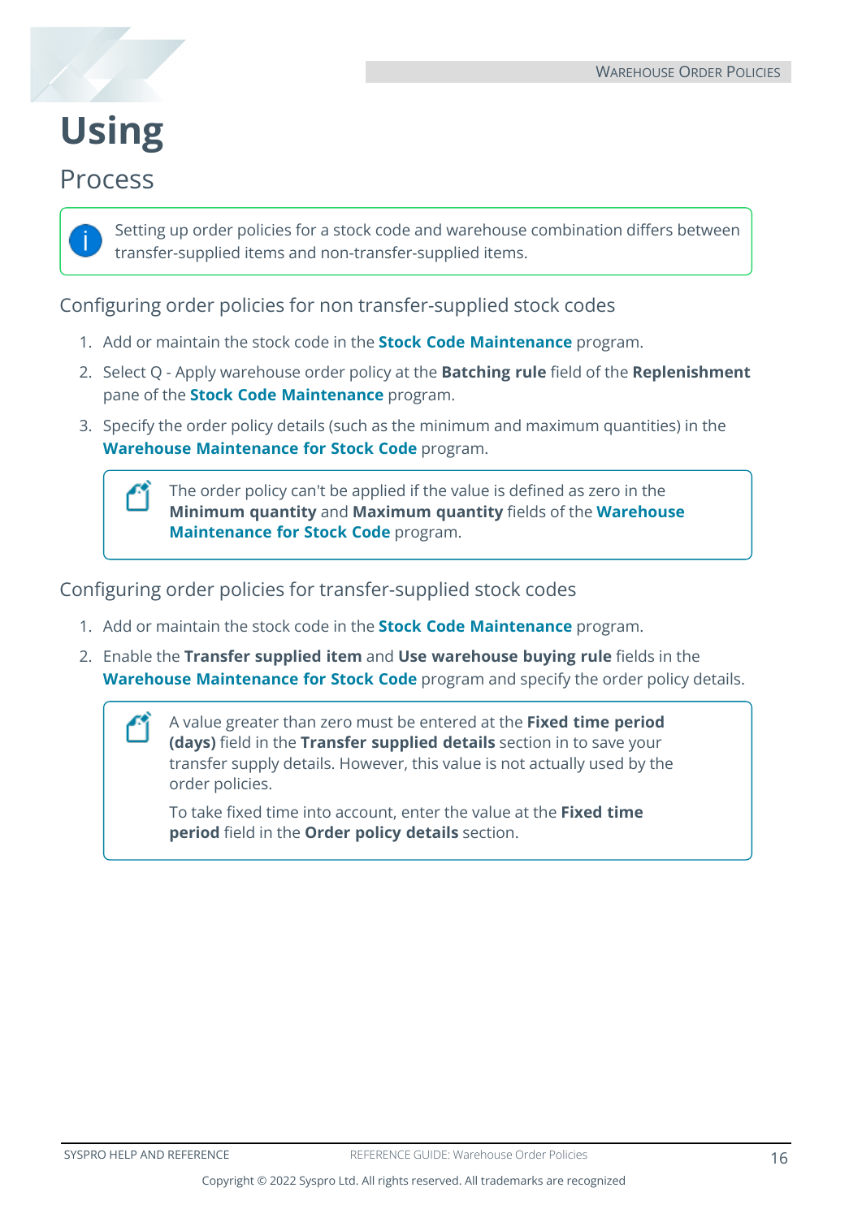# Using

## Process

> Setting up order policies for a stock code and warehouse combination differs between transfer-supplied items and non-transfer-supplied items.

### Configuring order policies for non transfer-supplied stock codes

1. Add or maintain the stock code in the **Stock Code Maintenance** program.
2. Select Q - Apply warehouse order policy at the **Batching rule** field of the **Replenishment** pane of the **Stock Code Maintenance** program.
3. Specify the order policy details (such as the minimum and maximum quantities) in the **Warehouse Maintenance for Stock Code** program.

   > The order policy can't be applied if the value is defined as zero in the **Minimum quantity** and **Maximum quantity** fields of the **Warehouse Maintenance for Stock Code** program.

### Configuring order policies for transfer-supplied stock codes

1. Add or maintain the stock code in the **Stock Code Maintenance** program.
2. Enable the **Transfer supplied item** and **Use warehouse buying rule** fields in the **Warehouse Maintenance for Stock Code** program and specify the order policy details.

   > A value greater than zero must be entered at the **Fixed time period (days)** field in the **Transfer supplied details** section in to save your transfer supply details. However, this value is not actually used by the order policies.
   >
   > To take fixed time into account, enter the value at the **Fixed time period** field in the **Order policy details** section.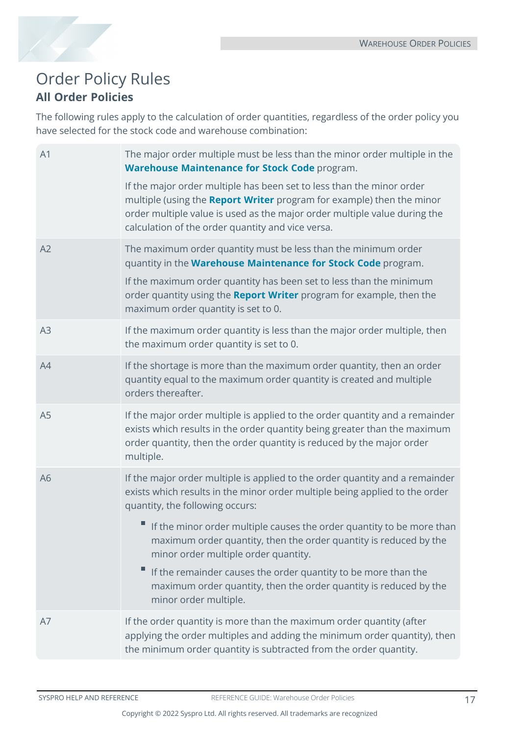# Order Policy Rules

## All Order Policies

The following rules apply to the calculation of order quantities, regardless of the order policy you have selected for the stock code and warehouse combination:

| | |
|---|---|
| A1 | The major order multiple must be less than the minor order multiple in the **Warehouse Maintenance for Stock Code** program.<br><br>If the major order multiple has been set to less than the minor order multiple (using the **Report Writer** program for example) then the minor order multiple value is used as the major order multiple value during the calculation of the order quantity and vice versa. |
| A2 | The maximum order quantity must be less than the minimum order quantity in the **Warehouse Maintenance for Stock Code** program.<br><br>If the maximum order quantity has been set to less than the minimum order quantity using the **Report Writer** program for example, then the maximum order quantity is set to 0. |
| A3 | If the maximum order quantity is less than the major order multiple, then the maximum order quantity is set to 0. |
| A4 | If the shortage is more than the maximum order quantity, then an order quantity equal to the maximum order quantity is created and multiple orders thereafter. |
| A5 | If the major order multiple is applied to the order quantity and a remainder exists which results in the order quantity being greater than the maximum order quantity, then the order quantity is reduced by the major order multiple. |
| A6 | If the major order multiple is applied to the order quantity and a remainder exists which results in the minor order multiple being applied to the order quantity, the following occurs:<br><br>▪ If the minor order multiple causes the order quantity to be more than maximum order quantity, then the order quantity is reduced by the minor order multiple order quantity.<br><br>▪ If the remainder causes the order quantity to be more than the maximum order quantity, then the order quantity is reduced by the minor order multiple. |
| A7 | If the order quantity is more than the maximum order quantity (after applying the order multiples and adding the minimum order quantity), then the minimum order quantity is subtracted from the order quantity. |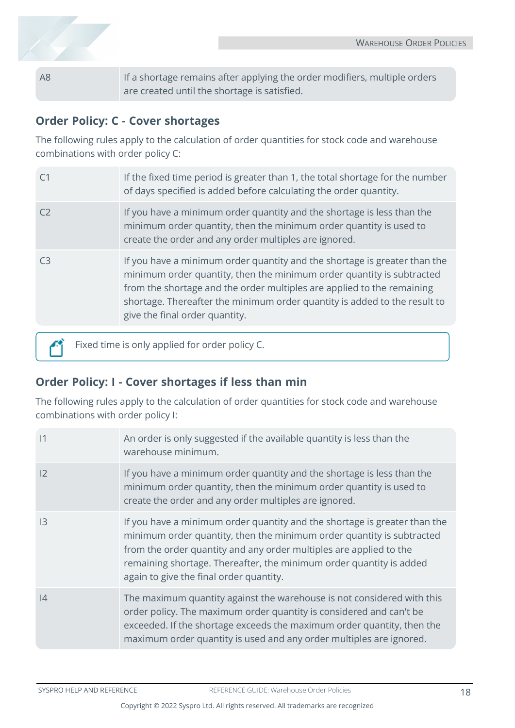| | |
|---|---|
| A8 | If a shortage remains after applying the order modifiers, multiple orders are created until the shortage is satisfied. |

### Order Policy: C - Cover shortages

The following rules apply to the calculation of order quantities for stock code and warehouse combinations with order policy C:

| | |
|---|---|
| C1 | If the fixed time period is greater than 1, the total shortage for the number of days specified is added before calculating the order quantity. |
| C2 | If you have a minimum order quantity and the shortage is less than the minimum order quantity, then the minimum order quantity is used to create the order and any order multiples are ignored. |
| C3 | If you have a minimum order quantity and the shortage is greater than the minimum order quantity, then the minimum order quantity is subtracted from the shortage and the order multiples are applied to the remaining shortage. Thereafter the minimum order quantity is added to the result to give the final order quantity. |

Fixed time is only applied for order policy C.

### Order Policy: I - Cover shortages if less than min

The following rules apply to the calculation of order quantities for stock code and warehouse combinations with order policy I:

| | |
|---|---|
| I1 | An order is only suggested if the available quantity is less than the warehouse minimum. |
| I2 | If you have a minimum order quantity and the shortage is less than the minimum order quantity, then the minimum order quantity is used to create the order and any order multiples are ignored. |
| I3 | If you have a minimum order quantity and the shortage is greater than the minimum order quantity, then the minimum order quantity is subtracted from the order quantity and any order multiples are applied to the remaining shortage. Thereafter, the minimum order quantity is added again to give the final order quantity. |
| I4 | The maximum quantity against the warehouse is not considered with this order policy. The maximum order quantity is considered and can't be exceeded. If the shortage exceeds the maximum order quantity, then the maximum order quantity is used and any order multiples are ignored. |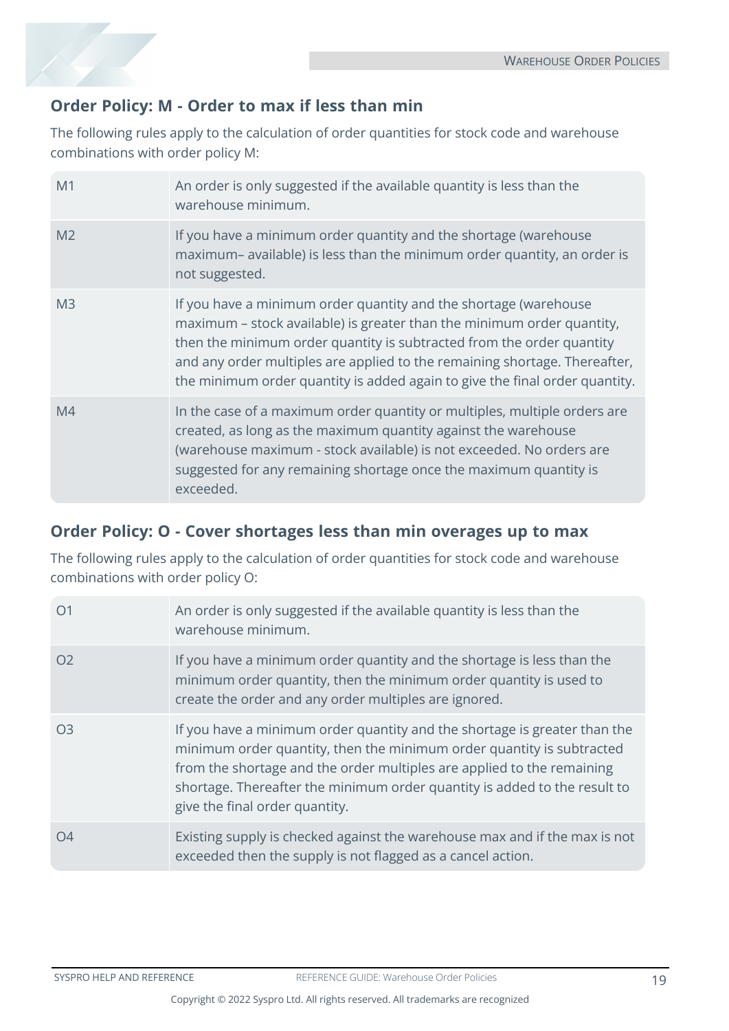## Order Policy: M - Order to max if less than min

The following rules apply to the calculation of order quantities for stock code and warehouse combinations with order policy M:

| | |
|---|---|
| M1 | An order is only suggested if the available quantity is less than the warehouse minimum. |
| M2 | If you have a minimum order quantity and the shortage (warehouse maximum– available) is less than the minimum order quantity, an order is not suggested. |
| M3 | If you have a minimum order quantity and the shortage (warehouse maximum – stock available) is greater than the minimum order quantity, then the minimum order quantity is subtracted from the order quantity and any order multiples are applied to the remaining shortage. Thereafter, the minimum order quantity is added again to give the final order quantity. |
| M4 | In the case of a maximum order quantity or multiples, multiple orders are created, as long as the maximum quantity against the warehouse (warehouse maximum - stock available) is not exceeded. No orders are suggested for any remaining shortage once the maximum quantity is exceeded. |

## Order Policy: O - Cover shortages less than min overages up to max

The following rules apply to the calculation of order quantities for stock code and warehouse combinations with order policy O:

| | |
|---|---|
| O1 | An order is only suggested if the available quantity is less than the warehouse minimum. |
| O2 | If you have a minimum order quantity and the shortage is less than the minimum order quantity, then the minimum order quantity is used to create the order and any order multiples are ignored. |
| O3 | If you have a minimum order quantity and the shortage is greater than the minimum order quantity, then the minimum order quantity is subtracted from the shortage and the order multiples are applied to the remaining shortage. Thereafter the minimum order quantity is added to the result to give the final order quantity. |
| O4 | Existing supply is checked against the warehouse max and if the max is not exceeded then the supply is not flagged as a cancel action. |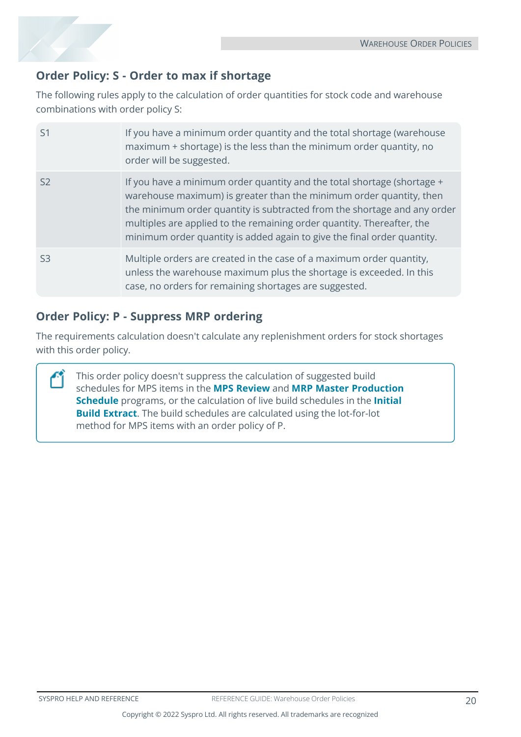## Order Policy: S - Order to max if shortage

The following rules apply to the calculation of order quantities for stock code and warehouse combinations with order policy S:

| | |
|---|---|
| S1 | If you have a minimum order quantity and the total shortage (warehouse maximum + shortage) is the less than the minimum order quantity, no order will be suggested. |
| S2 | If you have a minimum order quantity and the total shortage (shortage + warehouse maximum) is greater than the minimum order quantity, then the minimum order quantity is subtracted from the shortage and any order multiples are applied to the remaining order quantity. Thereafter, the minimum order quantity is added again to give the final order quantity. |
| S3 | Multiple orders are created in the case of a maximum order quantity, unless the warehouse maximum plus the shortage is exceeded. In this case, no orders for remaining shortages are suggested. |

## Order Policy: P - Suppress MRP ordering

The requirements calculation doesn't calculate any replenishment orders for stock shortages with this order policy.

> This order policy doesn't suppress the calculation of suggested build schedules for MPS items in the **MPS Review** and **MRP Master Production Schedule** programs, or the calculation of live build schedules in the **Initial Build Extract**. The build schedules are calculated using the lot-for-lot method for MPS items with an order policy of P.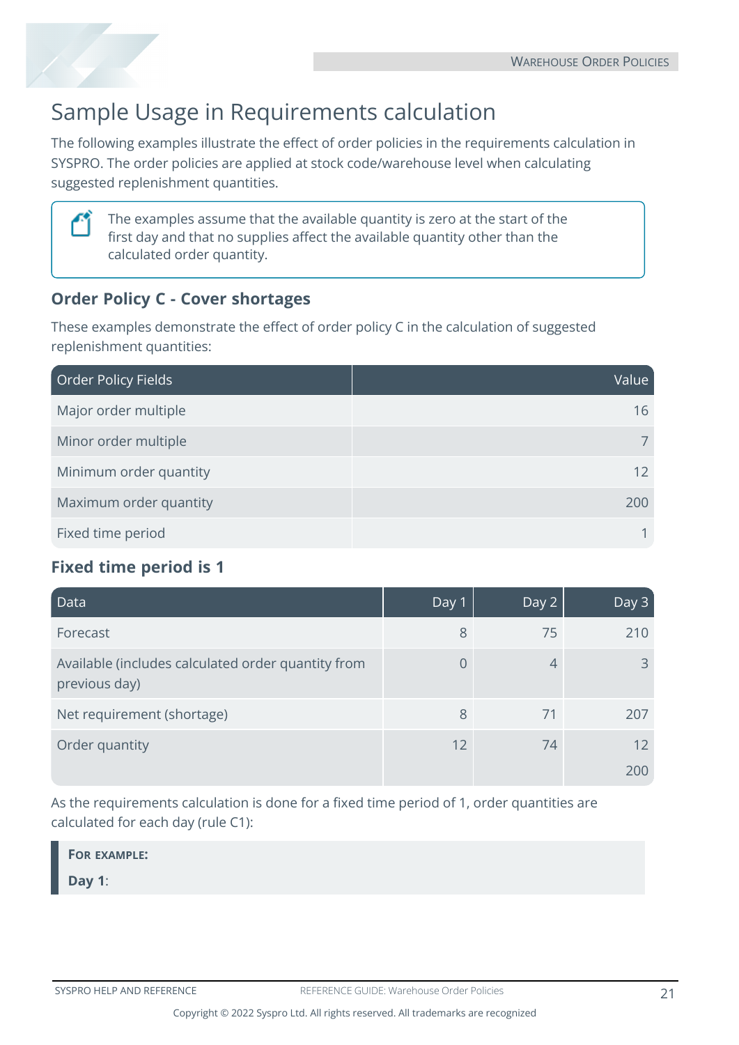# Sample Usage in Requirements calculation

The following examples illustrate the effect of order policies in the requirements calculation in SYSPRO. The order policies are applied at stock code/warehouse level when calculating suggested replenishment quantities.

> The examples assume that the available quantity is zero at the start of the first day and that no supplies affect the available quantity other than the calculated order quantity.

### Order Policy C - Cover shortages

These examples demonstrate the effect of order policy C in the calculation of suggested replenishment quantities:

| Order Policy Fields | Value |
|---|---|
| Major order multiple | 16 |
| Minor order multiple | 7 |
| Minimum order quantity | 12 |
| Maximum order quantity | 200 |
| Fixed time period | 1 |

### Fixed time period is 1

| Data | Day 1 | Day 2 | Day 3 |
|---|---|---|---|
| Forecast | 8 | 75 | 210 |
| Available (includes calculated order quantity from previous day) | 0 | 4 | 3 |
| Net requirement (shortage) | 8 | 71 | 207 |
| Order quantity | 12 | 74 | 12<br>200 |

As the requirements calculation is done for a fixed time period of 1, order quantities are calculated for each day (rule C1):

> **FOR EXAMPLE:**
>
> **Day 1**: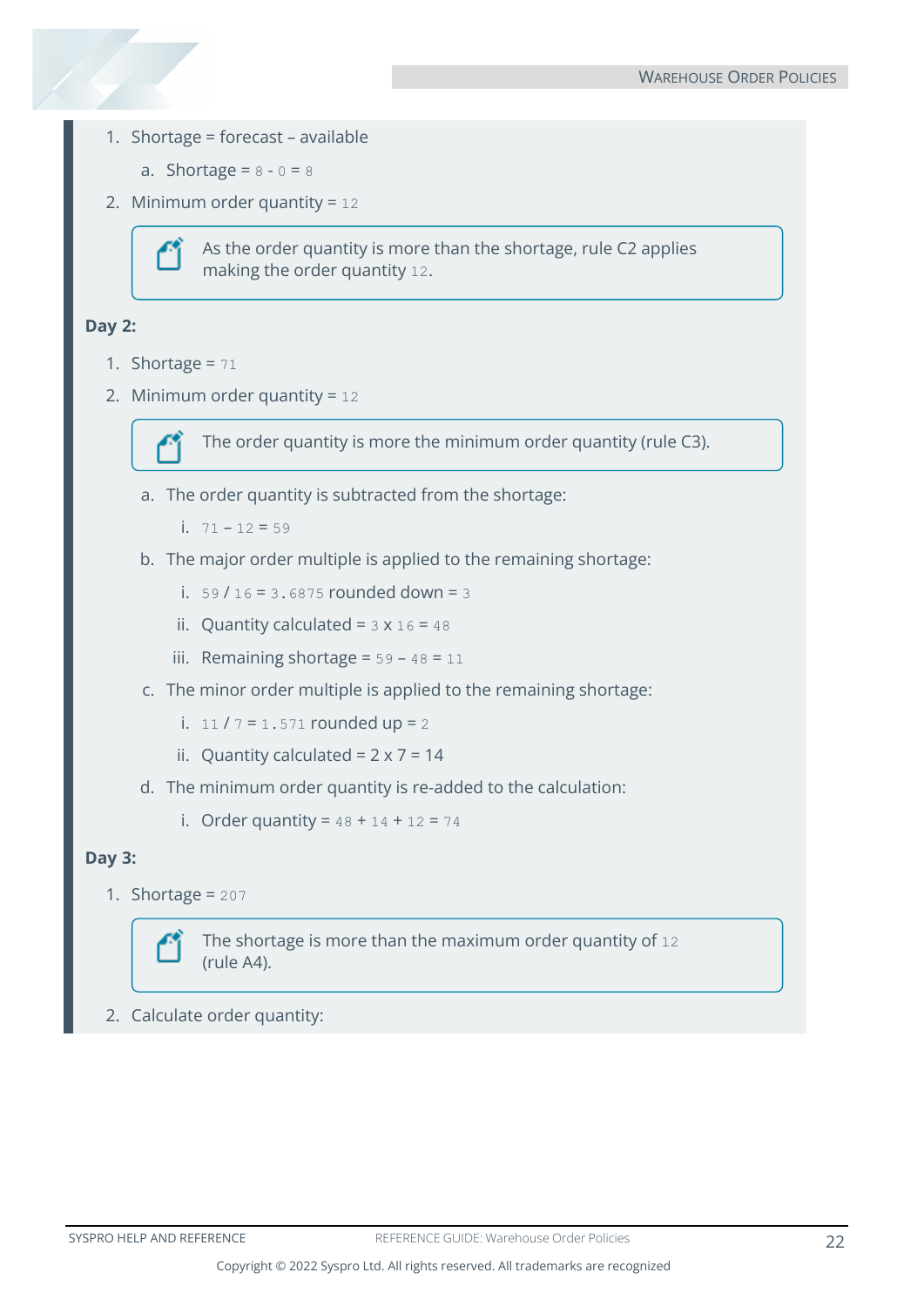1. Shortage = forecast – available
    a. Shortage = 8 - 0 = 8
2. Minimum order quantity = 12

> As the order quantity is more than the shortage, rule C2 applies making the order quantity 12.

**Day 2:**

1. Shortage = 71
2. Minimum order quantity = 12

> The order quantity is more the minimum order quantity (rule C3).

    a. The order quantity is subtracted from the shortage:
        i. 71 – 12 = 59
    b. The major order multiple is applied to the remaining shortage:
        i. 59 / 16 = 3.6875 rounded down = 3
        ii. Quantity calculated = 3 x 16 = 48
        iii. Remaining shortage = 59 – 48 = 11
    c. The minor order multiple is applied to the remaining shortage:
        i. 11 / 7 = 1.571 rounded up = 2
        ii. Quantity calculated = 2 x 7 = 14
    d. The minimum order quantity is re-added to the calculation:
        i. Order quantity = 48 + 14 + 12 = 74

**Day 3:**

1. Shortage = 207

> The shortage is more than the maximum order quantity of 12 (rule A4).

2. Calculate order quantity: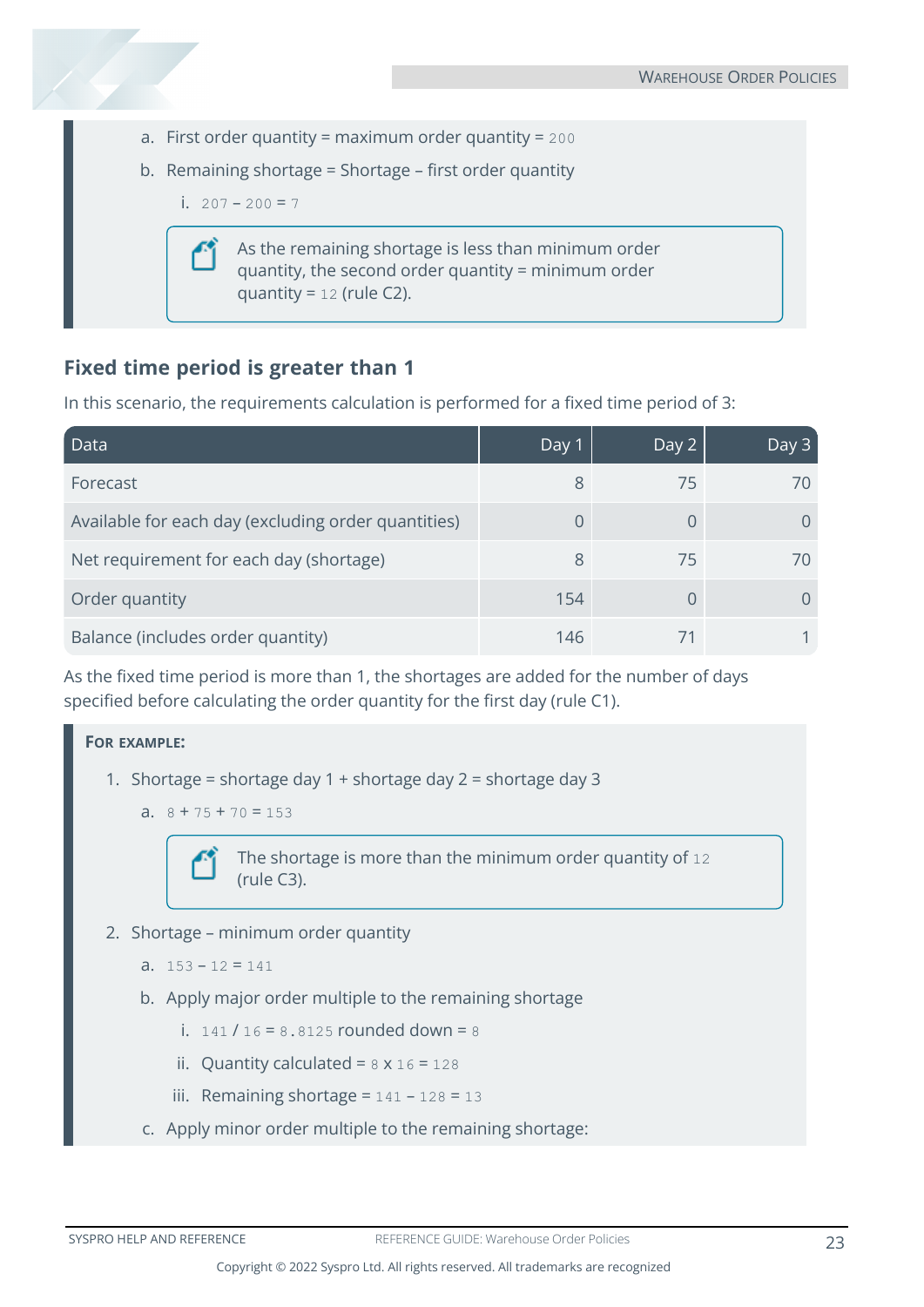a. First order quantity = maximum order quantity = 200

b. Remaining shortage = Shortage – first order quantity

   i. 207 – 200 = 7

> As the remaining shortage is less than minimum order quantity, the second order quantity = minimum order quantity = 12 (rule C2).

### Fixed time period is greater than 1

In this scenario, the requirements calculation is performed for a fixed time period of 3:

| Data | Day 1 | Day 2 | Day 3 |
|---|---|---|---|
| Forecast | 8 | 75 | 70 |
| Available for each day (excluding order quantities) | 0 | 0 | 0 |
| Net requirement for each day (shortage) | 8 | 75 | 70 |
| Order quantity | 154 | 0 | 0 |
| Balance (includes order quantity) | 146 | 71 | 1 |

As the fixed time period is more than 1, the shortages are added for the number of days specified before calculating the order quantity for the first day (rule C1).

**For example:**

1. Shortage = shortage day 1 + shortage day 2 = shortage day 3

   a. 8 + 75 + 70 = 153

   > The shortage is more than the minimum order quantity of 12 (rule C3).

2. Shortage – minimum order quantity

   a. 153 – 12 = 141

   b. Apply major order multiple to the remaining shortage

      i. 141 / 16 = 8.8125 rounded down = 8

      ii. Quantity calculated = 8 x 16 = 128

      iii. Remaining shortage = 141 – 128 = 13

   c. Apply minor order multiple to the remaining shortage: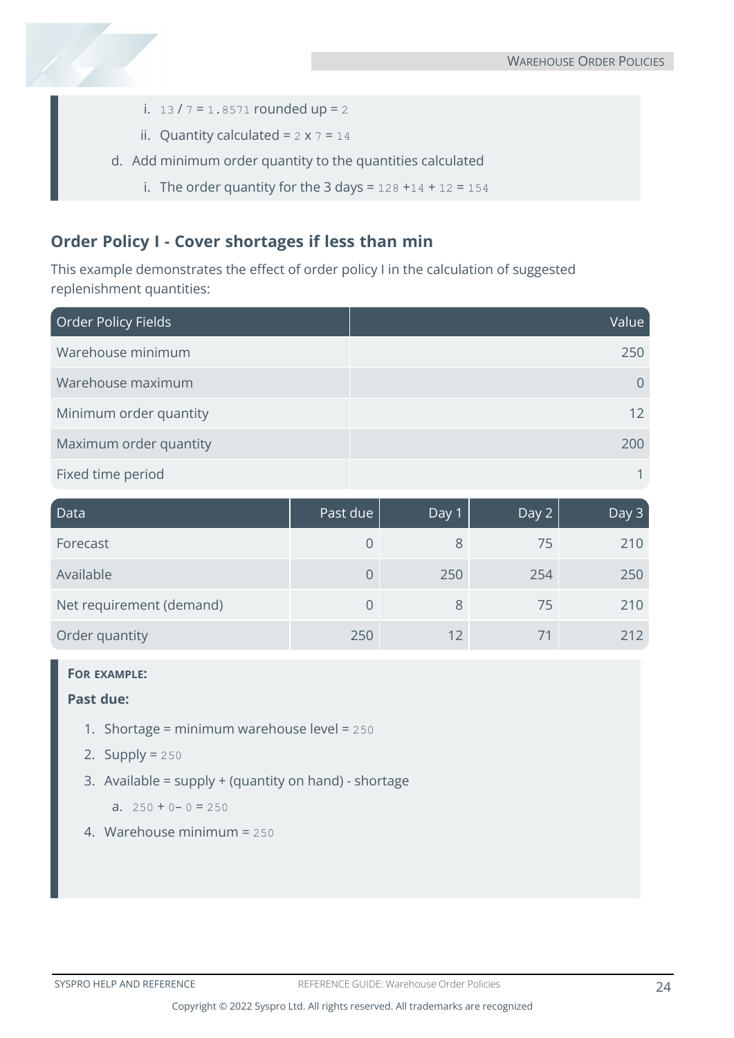i. 13 / 7 = 1.8571 rounded up = 2

   ii. Quantity calculated = 2 x 7 = 14

d. Add minimum order quantity to the quantities calculated

   i. The order quantity for the 3 days = 128 +14 + 12 = 154

## Order Policy I - Cover shortages if less than min

This example demonstrates the effect of order policy I in the calculation of suggested replenishment quantities:

| Order Policy Fields | Value |
|---|---:|
| Warehouse minimum | 250 |
| Warehouse maximum | 0 |
| Minimum order quantity | 12 |
| Maximum order quantity | 200 |
| Fixed time period | 1 |

| Data | Past due | Day 1 | Day 2 | Day 3 |
|---|---:|---:|---:|---:|
| Forecast | 0 | 8 | 75 | 210 |
| Available | 0 | 250 | 254 | 250 |
| Net requirement (demand) | 0 | 8 | 75 | 210 |
| Order quantity | 250 | 12 | 71 | 212 |

**FOR EXAMPLE:**

**Past due:**

1. Shortage = minimum warehouse level = 250
2. Supply = 250
3. Available = supply + (quantity on hand) - shortage
   a. 250 + 0– 0 = 250
4. Warehouse minimum = 250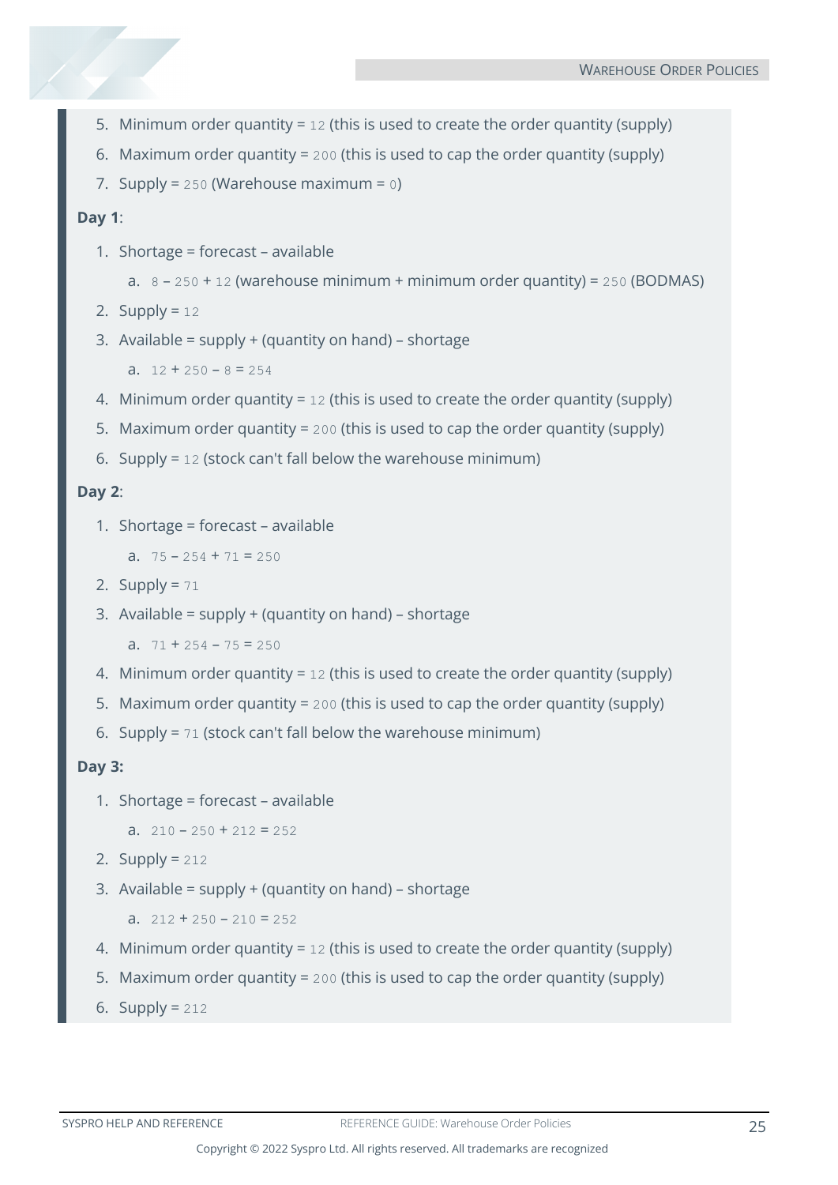5. Minimum order quantity = `12` (this is used to create the order quantity (supply)
6. Maximum order quantity = `200` (this is used to cap the order quantity (supply)
7. Supply = `250` (Warehouse maximum = `0`)

**Day 1**:

1. Shortage = forecast – available
    a. `8` – `250` + `12` (warehouse minimum + minimum order quantity) = `250` (BODMAS)
2. Supply = `12`
3. Available = supply + (quantity on hand) – shortage
    a. `12` + `250` – `8` = `254`
4. Minimum order quantity = `12` (this is used to create the order quantity (supply)
5. Maximum order quantity = `200` (this is used to cap the order quantity (supply)
6. Supply = `12` (stock can't fall below the warehouse minimum)

**Day 2**:

1. Shortage = forecast – available
    a. `75` – `254` + `71` = `250`
2. Supply = `71`
3. Available = supply + (quantity on hand) – shortage
    a. `71` + `254` – `75` = `250`
4. Minimum order quantity = `12` (this is used to create the order quantity (supply)
5. Maximum order quantity = `200` (this is used to cap the order quantity (supply)
6. Supply = `71` (stock can't fall below the warehouse minimum)

**Day 3:**

1. Shortage = forecast – available
    a. `210` – `250` + `212` = `252`
2. Supply = `212`
3. Available = supply + (quantity on hand) – shortage
    a. `212` + `250` – `210` = `252`
4. Minimum order quantity = `12` (this is used to create the order quantity (supply)
5. Maximum order quantity = `200` (this is used to cap the order quantity (supply)
6. Supply = `212`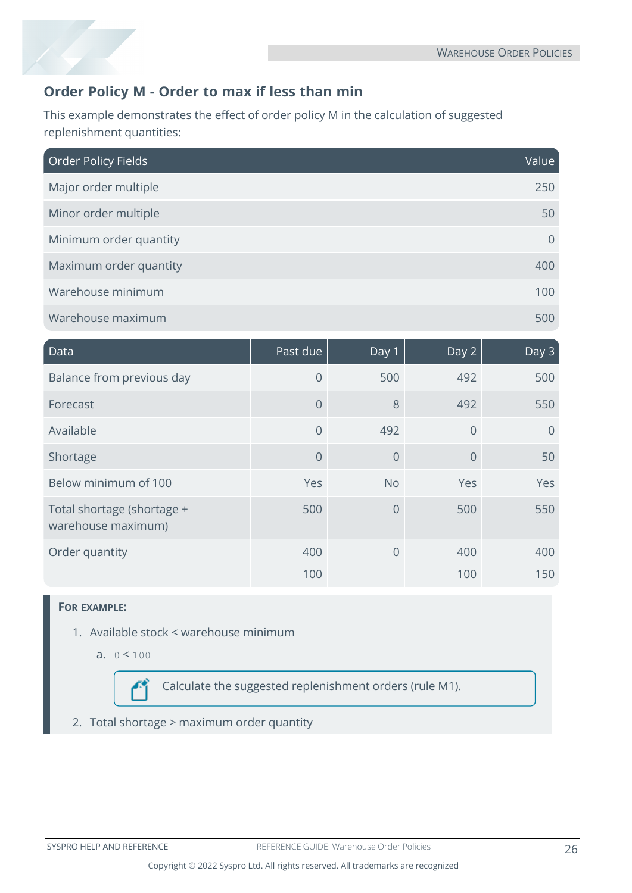## Order Policy M - Order to max if less than min

This example demonstrates the effect of order policy M in the calculation of suggested replenishment quantities:

| Order Policy Fields | Value |
|---|---:|
| Major order multiple | 250 |
| Minor order multiple | 50 |
| Minimum order quantity | 0 |
| Maximum order quantity | 400 |
| Warehouse minimum | 100 |
| Warehouse maximum | 500 |

| Data | Past due | Day 1 | Day 2 | Day 3 |
|---|---:|---:|---:|---:|
| Balance from previous day | 0 | 500 | 492 | 500 |
| Forecast | 0 | 8 | 492 | 550 |
| Available | 0 | 492 | 0 | 0 |
| Shortage | 0 | 0 | 0 | 50 |
| Below minimum of 100 | Yes | No | Yes | Yes |
| Total shortage (shortage + warehouse maximum) | 500 | 0 | 500 | 550 |
| Order quantity | 400<br>100 | 0 | 400<br>100 | 400<br>150 |

**FOR EXAMPLE:**

1. Available stock < warehouse minimum
   a. `0 < 100`

   > Calculate the suggested replenishment orders (rule M1).

2. Total shortage > maximum order quantity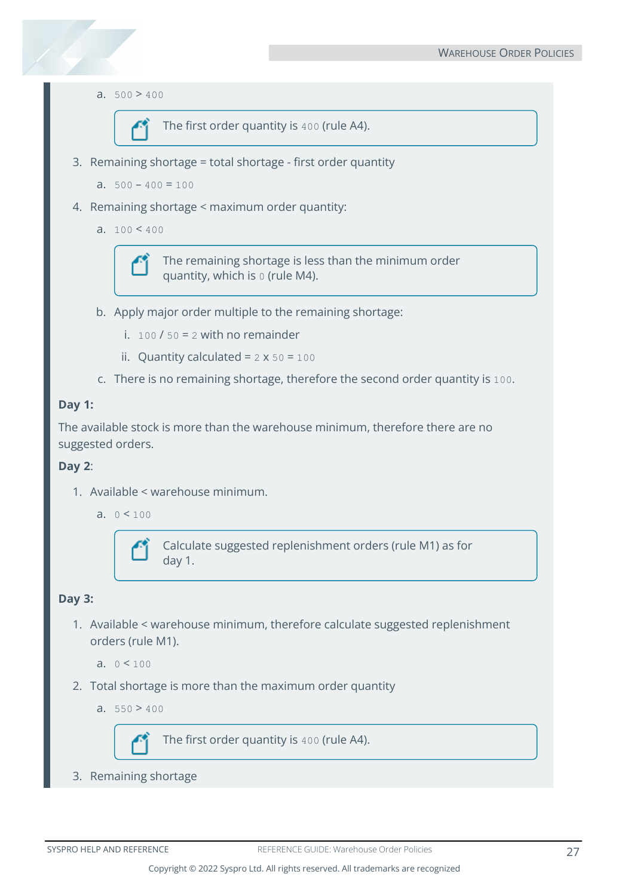a. `500` > `400`

> The first order quantity is `400` (rule A4).

3. Remaining shortage = total shortage - first order quantity

   a. `500` – `400` = `100`

4. Remaining shortage < maximum order quantity:

   a. `100` < `400`

   > The remaining shortage is less than the minimum order quantity, which is `0` (rule M4).

   b. Apply major order multiple to the remaining shortage:

      i. `100` / `50` = `2` with no remainder

      ii. Quantity calculated = `2` x `50` = `100`

   c. There is no remaining shortage, therefore the second order quantity is `100`.

**Day 1:**

The available stock is more than the warehouse minimum, therefore there are no suggested orders.

**Day 2**:

1. Available < warehouse minimum.

   a. `0` < `100`

   > Calculate suggested replenishment orders (rule M1) as for day 1.

**Day 3:**

1. Available < warehouse minimum, therefore calculate suggested replenishment orders (rule M1).

   a. `0` < `100`

2. Total shortage is more than the maximum order quantity

   a. `550` > `400`

   > The first order quantity is `400` (rule A4).

3. Remaining shortage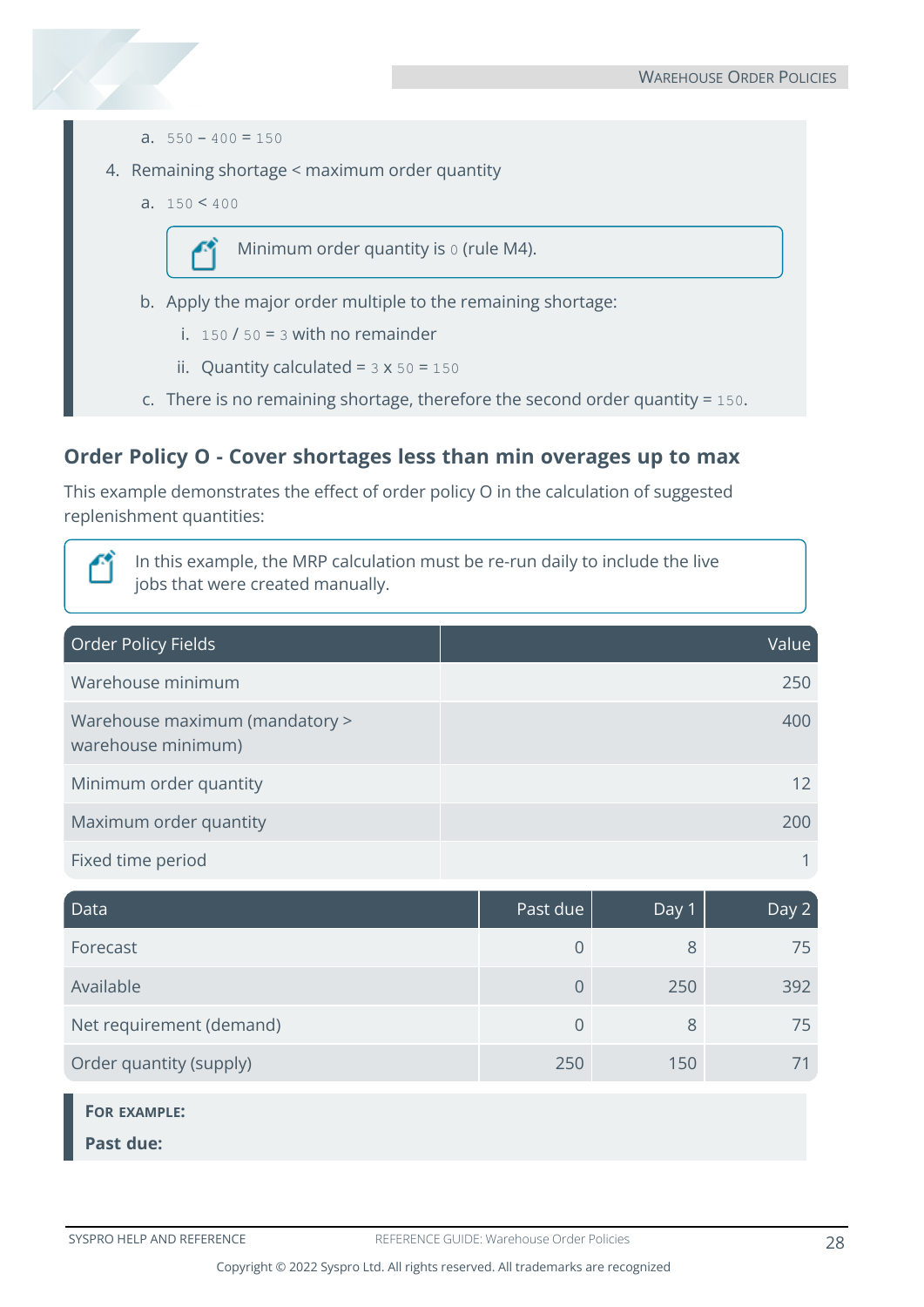a. `550 – 400 = 150`

4. Remaining shortage < maximum order quantity

   a. `150 < 400`

   > Minimum order quantity is `0` (rule M4).

   b. Apply the major order multiple to the remaining shortage:

      i. `150` / `50` = `3` with no remainder

      ii. Quantity calculated = `3` x `50` = `150`

   c. There is no remaining shortage, therefore the second order quantity = `150`.

## Order Policy O - Cover shortages less than min overages up to max

This example demonstrates the effect of order policy O in the calculation of suggested replenishment quantities:

> In this example, the MRP calculation must be re-run daily to include the live jobs that were created manually.

| Order Policy Fields | Value |
|---|---|
| Warehouse minimum | 250 |
| Warehouse maximum (mandatory > warehouse minimum) | 400 |
| Minimum order quantity | 12 |
| Maximum order quantity | 200 |
| Fixed time period | 1 |

| Data | Past due | Day 1 | Day 2 |
|---|---|---|---|
| Forecast | 0 | 8 | 75 |
| Available | 0 | 250 | 392 |
| Net requirement (demand) | 0 | 8 | 75 |
| Order quantity (supply) | 250 | 150 | 71 |

**FOR EXAMPLE:**

**Past due:**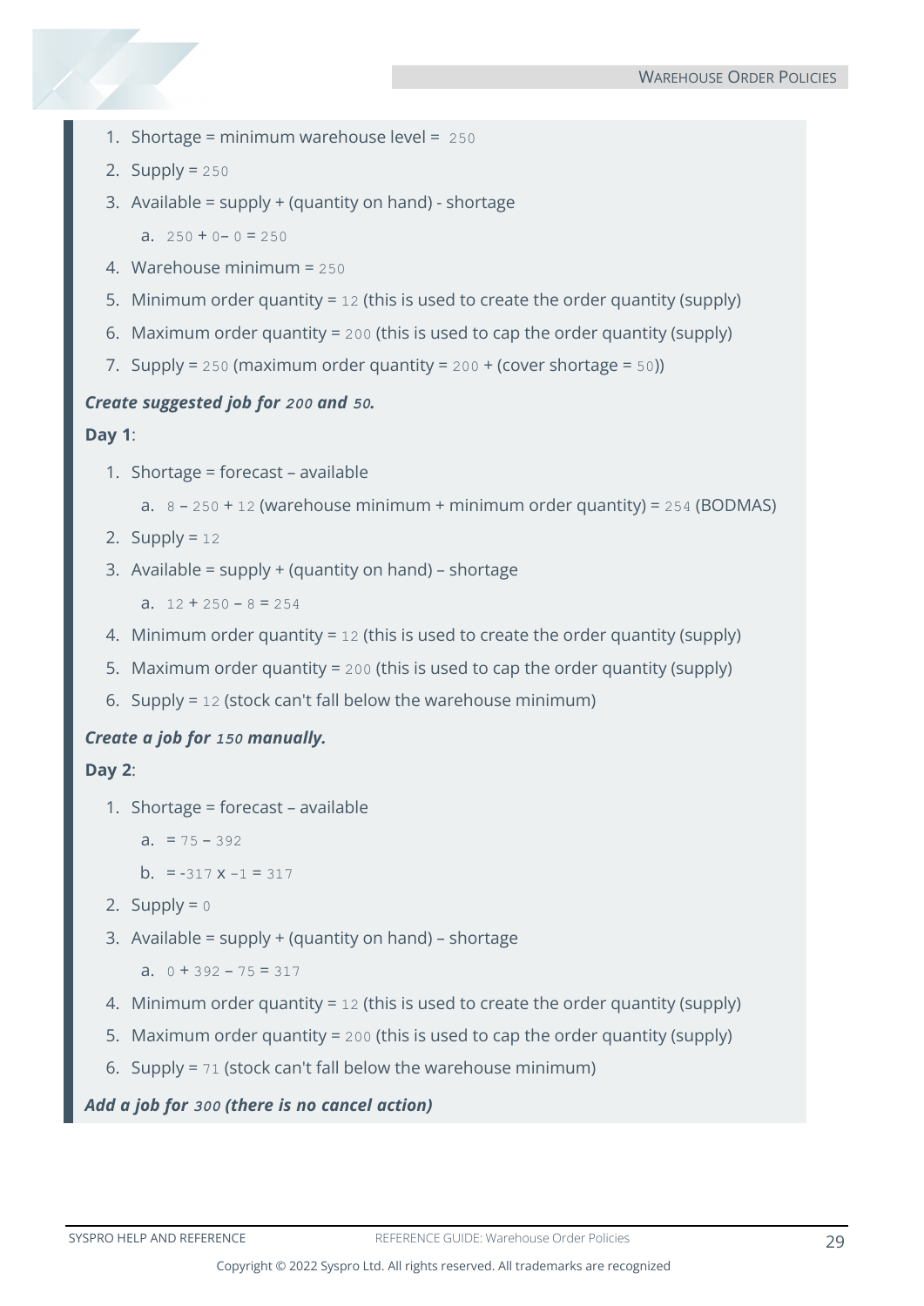1. Shortage = minimum warehouse level = `250`
2. Supply = `250`
3. Available = supply + (quantity on hand) - shortage
   a. `250` + `0`– `0` = `250`
4. Warehouse minimum = `250`
5. Minimum order quantity = `12` (this is used to create the order quantity (supply)
6. Maximum order quantity = `200` (this is used to cap the order quantity (supply)
7. Supply = `250` (maximum order quantity = `200` + (cover shortage = `50`))

***Create suggested job for `200` and `50`.***

**Day 1**:

1. Shortage = forecast – available
   a. `8` – `250` + `12` (warehouse minimum + minimum order quantity) = `254` (BODMAS)
2. Supply = `12`
3. Available = supply + (quantity on hand) – shortage
   a. `12` + `250` – `8` = `254`
4. Minimum order quantity = `12` (this is used to create the order quantity (supply)
5. Maximum order quantity = `200` (this is used to cap the order quantity (supply)
6. Supply = `12` (stock can't fall below the warehouse minimum)

***Create a job for `150` manually.***

**Day 2**:

1. Shortage = forecast – available
   a. = `75` – `392`
   b. = -`317` x `-1` = `317`
2. Supply = `0`
3. Available = supply + (quantity on hand) – shortage
   a. `0` + `392` – `75` = `317`
4. Minimum order quantity = `12` (this is used to create the order quantity (supply)
5. Maximum order quantity = `200` (this is used to cap the order quantity (supply)
6. Supply = `71` (stock can't fall below the warehouse minimum)

***Add a job for `300` (there is no cancel action)***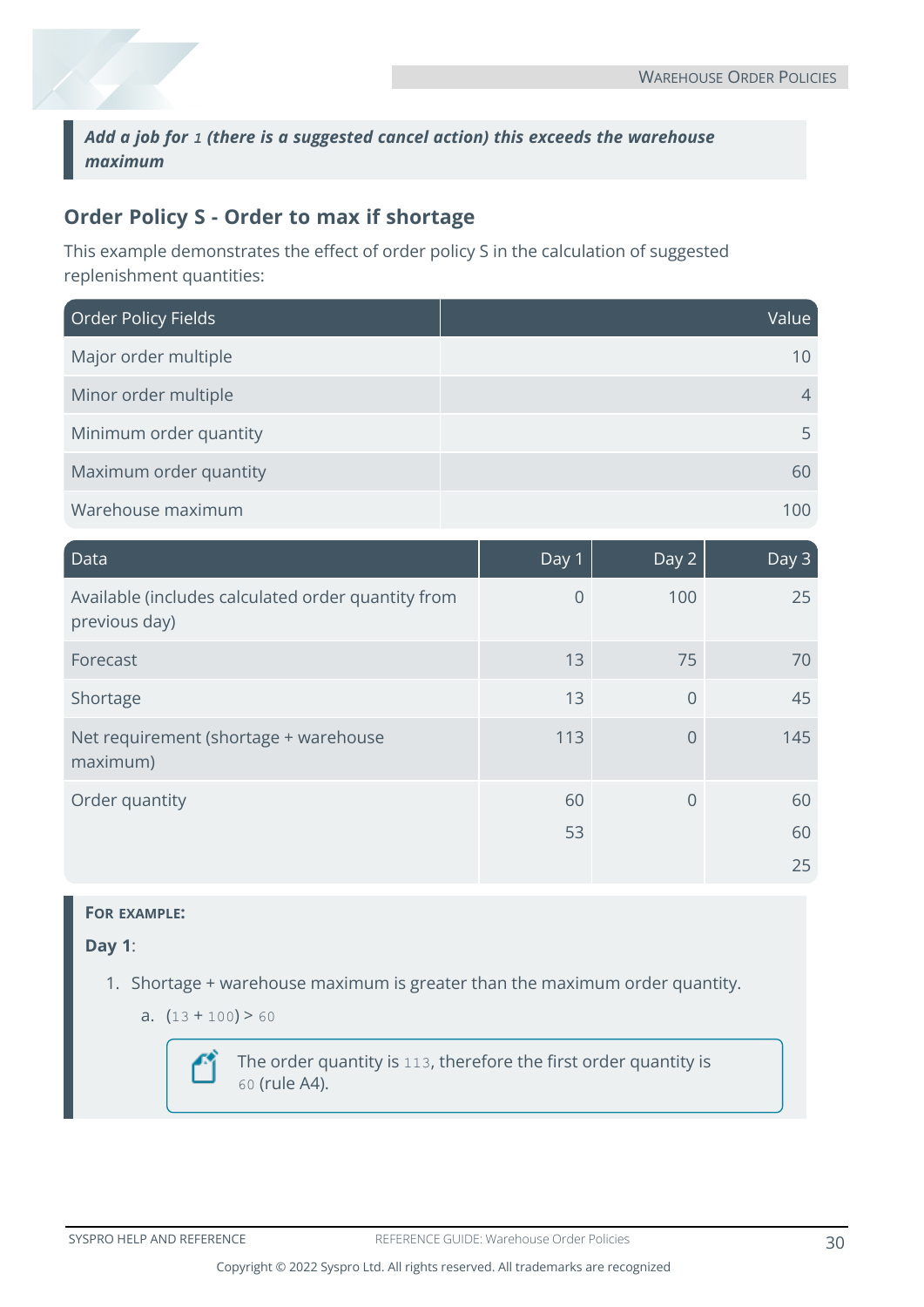***Add a job for `1` (there is a suggested cancel action) this exceeds the warehouse maximum***

## Order Policy S - Order to max if shortage

This example demonstrates the effect of order policy S in the calculation of suggested replenishment quantities:

| Order Policy Fields | Value |
|---|---:|
| Major order multiple | 10 |
| Minor order multiple | 4 |
| Minimum order quantity | 5 |
| Maximum order quantity | 60 |
| Warehouse maximum | 100 |

| Data | Day 1 | Day 2 | Day 3 |
|---|---:|---:|---:|
| Available (includes calculated order quantity from previous day) | 0 | 100 | 25 |
| Forecast | 13 | 75 | 70 |
| Shortage | 13 | 0 | 45 |
| Net requirement (shortage + warehouse maximum) | 113 | 0 | 145 |
| Order quantity | 60<br>53 | 0 | 60<br>60<br>25 |

**FOR EXAMPLE:**

**Day 1**:

1. Shortage + warehouse maximum is greater than the maximum order quantity.
   a. (`13` + `100`) > `60`

   > The order quantity is `113`, therefore the first order quantity is `60` (rule A4).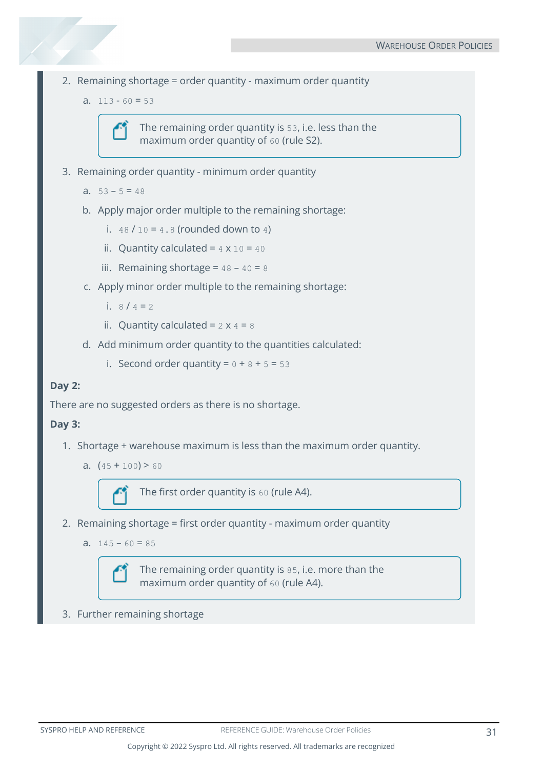2. Remaining shortage = order quantity - maximum order quantity

    a. `113 - 60 = 53`

    > The remaining order quantity is `53`, i.e. less than the maximum order quantity of `60` (rule S2).

3. Remaining order quantity - minimum order quantity

    a. `53 – 5 = 48`

    b. Apply major order multiple to the remaining shortage:

        i. `48 / 10 = 4.8` (rounded down to `4`)

        ii. Quantity calculated = `4` x `10 = 40`

        iii. Remaining shortage = `48 – 40 = 8`

    c. Apply minor order multiple to the remaining shortage:

        i. `8 / 4 = 2`

        ii. Quantity calculated = `2` x `4 = 8`

    d. Add minimum order quantity to the quantities calculated:

        i. Second order quantity = `0 + 8 + 5 = 53`

**Day 2:**

There are no suggested orders as there is no shortage.

**Day 3:**

1. Shortage + warehouse maximum is less than the maximum order quantity.

    a. (`45 + 100`) > `60`

    > The first order quantity is `60` (rule A4).

2. Remaining shortage = first order quantity - maximum order quantity

    a. `145 – 60 = 85`

    > The remaining order quantity is `85`, i.e. more than the maximum order quantity of `60` (rule A4).

3. Further remaining shortage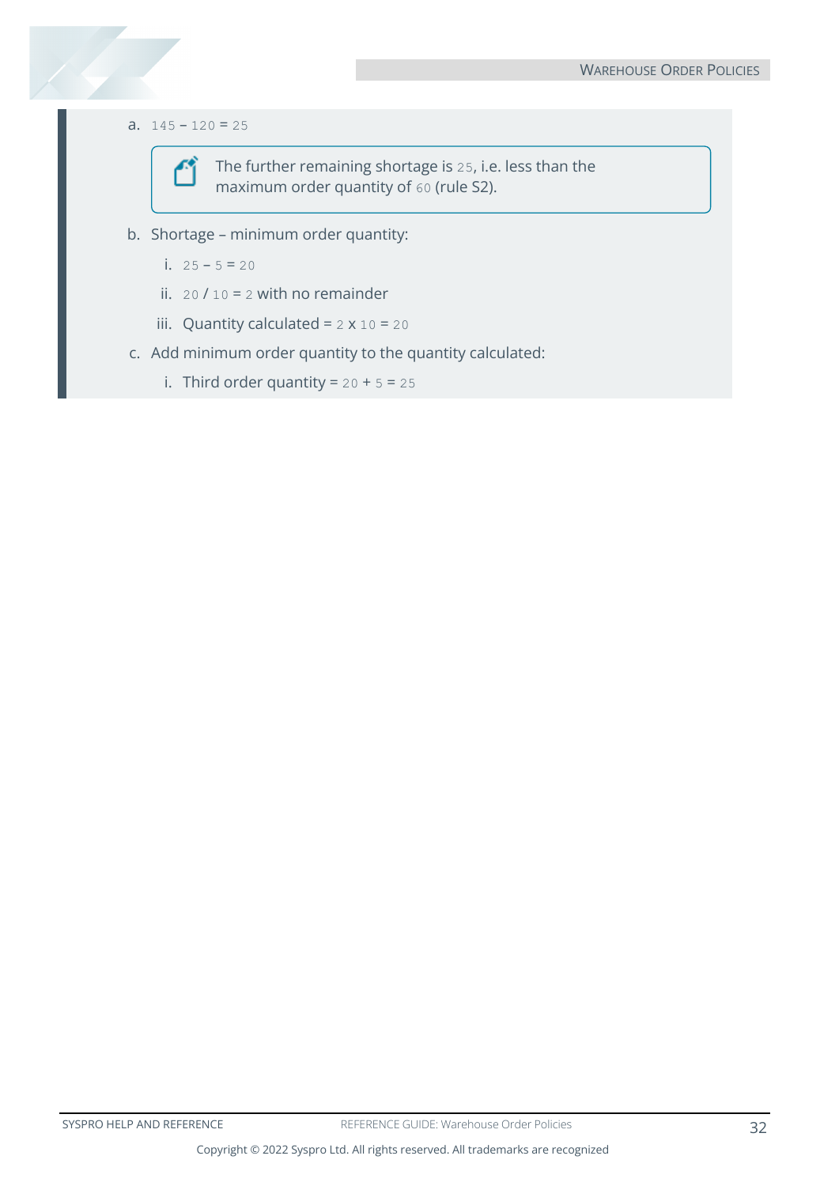a. 145 – 120 = 25

> The further remaining shortage is 25, i.e. less than the maximum order quantity of 60 (rule S2).

b. Shortage – minimum order quantity:

   i. 25 – 5 = 20

   ii. 20 / 10 = 2 with no remainder

   iii. Quantity calculated = 2 x 10 = 20

c. Add minimum order quantity to the quantity calculated:

   i. Third order quantity = 20 + 5 = 25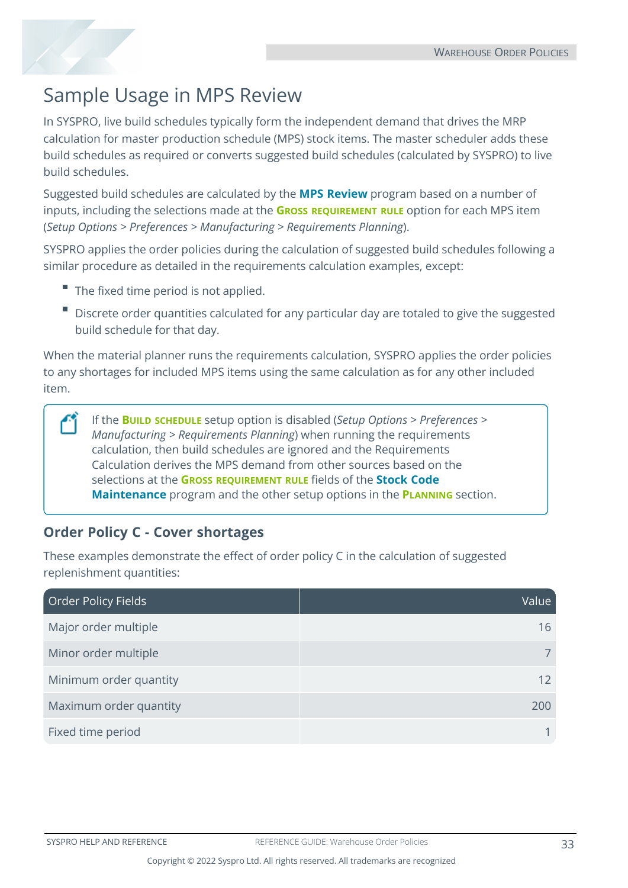# Sample Usage in MPS Review

In SYSPRO, live build schedules typically form the independent demand that drives the MRP calculation for master production schedule (MPS) stock items. The master scheduler adds these build schedules as required or converts suggested build schedules (calculated by SYSPRO) to live build schedules.

Suggested build schedules are calculated by the **MPS Review** program based on a number of inputs, including the selections made at the **Gross requirement rule** option for each MPS item (*Setup Options* > *Preferences* > *Manufacturing* > *Requirements Planning*).

SYSPRO applies the order policies during the calculation of suggested build schedules following a similar procedure as detailed in the requirements calculation examples, except:

- The fixed time period is not applied.
- Discrete order quantities calculated for any particular day are totaled to give the suggested build schedule for that day.

When the material planner runs the requirements calculation, SYSPRO applies the order policies to any shortages for included MPS items using the same calculation as for any other included item.

> If the **Build schedule** setup option is disabled (*Setup Options* > *Preferences* > *Manufacturing* > *Requirements Planning*) when running the requirements calculation, then build schedules are ignored and the Requirements Calculation derives the MPS demand from other sources based on the selections at the **Gross requirement rule** fields of the **Stock Code Maintenance** program and the other setup options in the **Planning** section.

## Order Policy C - Cover shortages

These examples demonstrate the effect of order policy C in the calculation of suggested replenishment quantities:

| Order Policy Fields | Value |
|---|---:|
| Major order multiple | 16 |
| Minor order multiple | 7 |
| Minimum order quantity | 12 |
| Maximum order quantity | 200 |
| Fixed time period | 1 |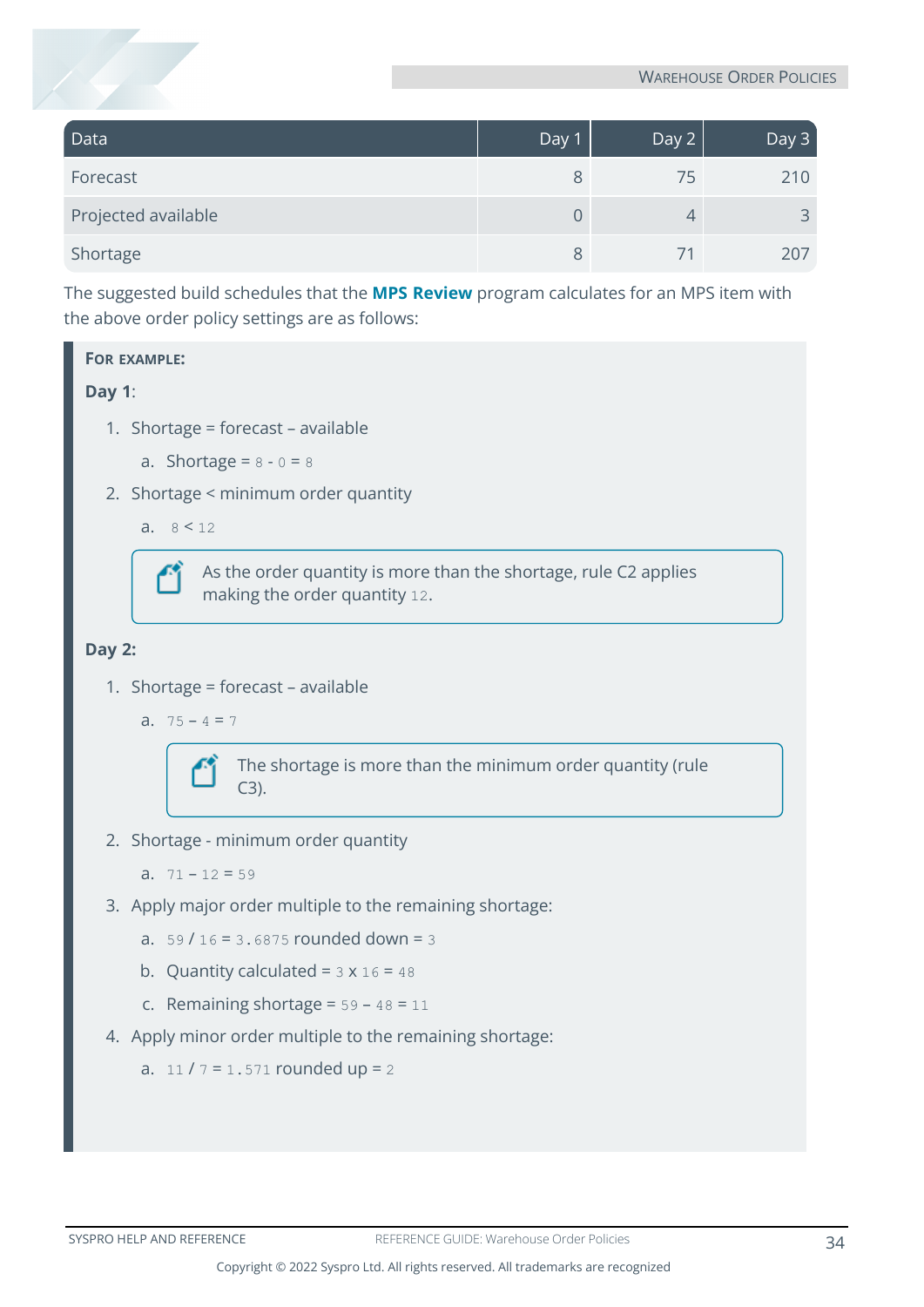| Data | Day 1 | Day 2 | Day 3 |
|---|---|---|---|
| Forecast | 8 | 75 | 210 |
| Projected available | 0 | 4 | 3 |
| Shortage | 8 | 71 | 207 |

The suggested build schedules that the **MPS Review** program calculates for an MPS item with the above order policy settings are as follows:

**FOR EXAMPLE:**

**Day 1**:

1. Shortage = forecast – available
   a. Shortage = 8 - 0 = 8
2. Shortage < minimum order quantity
   a. 8 < 12

   > As the order quantity is more than the shortage, rule C2 applies making the order quantity 12.

**Day 2:**

1. Shortage = forecast – available
   a. 75 – 4 = 7

   > The shortage is more than the minimum order quantity (rule C3).

2. Shortage - minimum order quantity
   a. 71 – 12 = 59
3. Apply major order multiple to the remaining shortage:
   a. 59 / 16 = 3.6875 rounded down = 3
   b. Quantity calculated = 3 x 16 = 48
   c. Remaining shortage = 59 – 48 = 11
4. Apply minor order multiple to the remaining shortage:
   a. 11 / 7 = 1.571 rounded up = 2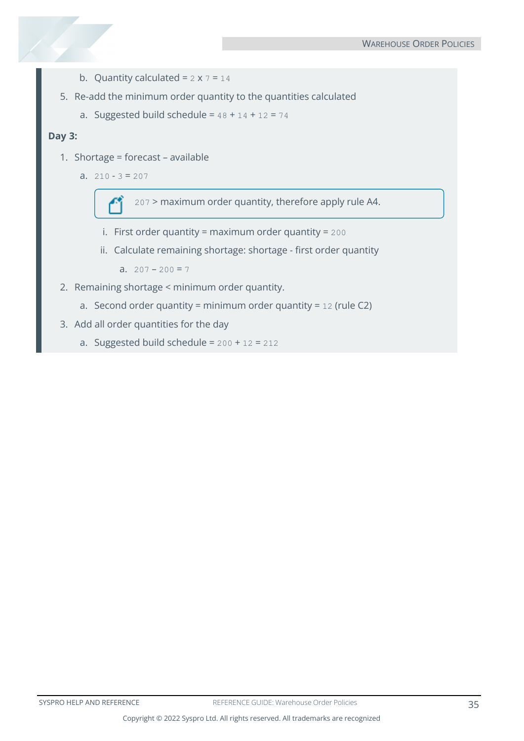b. Quantity calculated = 2 x 7 = 14

5. Re-add the minimum order quantity to the quantities calculated

   a. Suggested build schedule = 48 + 14 + 12 = 74

**Day 3:**

1. Shortage = forecast – available

   a. 210 - 3 = 207

   > 207 > maximum order quantity, therefore apply rule A4.

      i. First order quantity = maximum order quantity = 200

      ii. Calculate remaining shortage: shortage - first order quantity

         a. 207 – 200 = 7

2. Remaining shortage < minimum order quantity.

   a. Second order quantity = minimum order quantity = 12 (rule C2)

3. Add all order quantities for the day

   a. Suggested build schedule = 200 + 12 = 212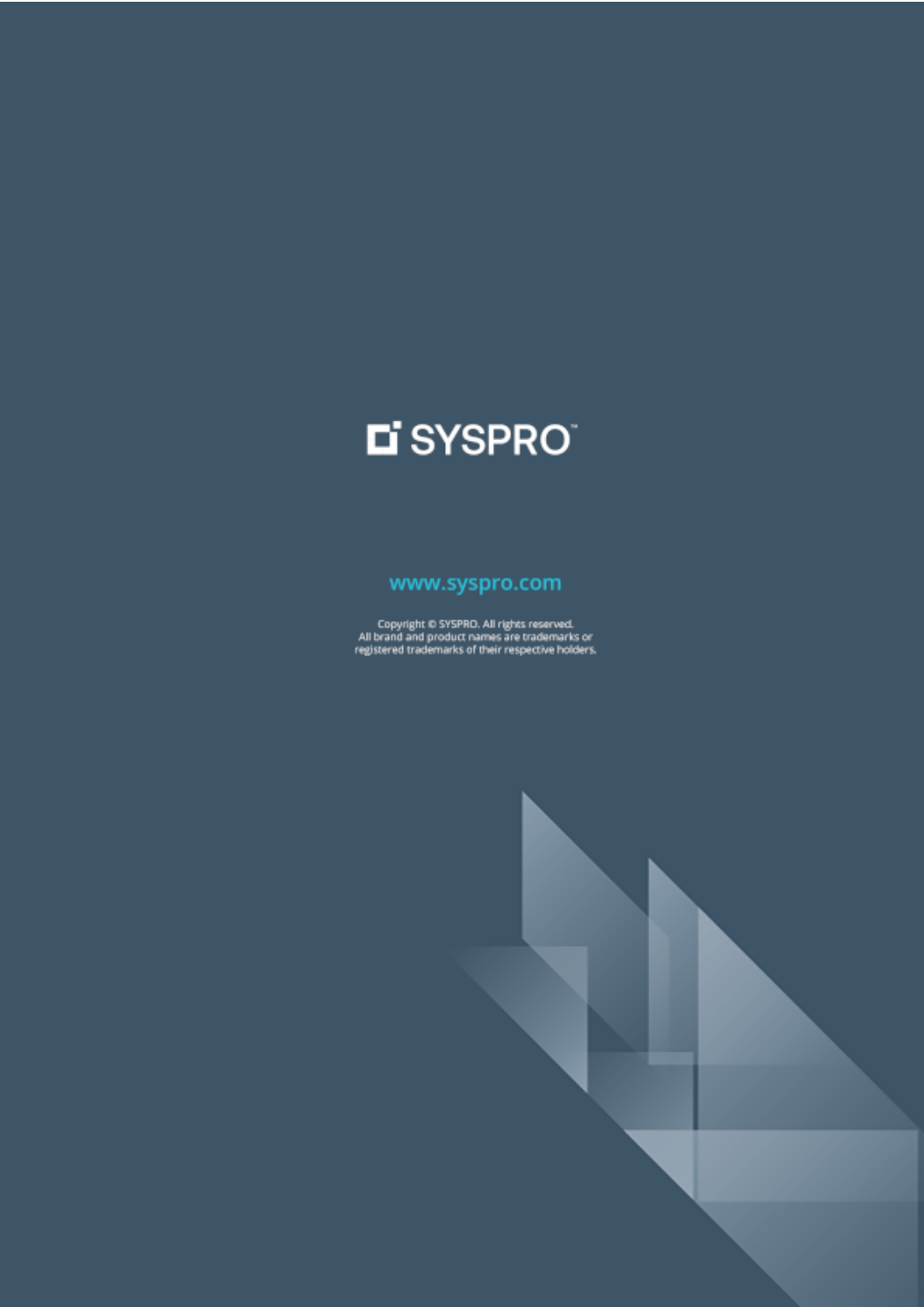SYSPRO™

www.syspro.com

Copyright © SYSPRO. All rights reserved.
All brand and product names are trademarks or
registered trademarks of their respective holders.